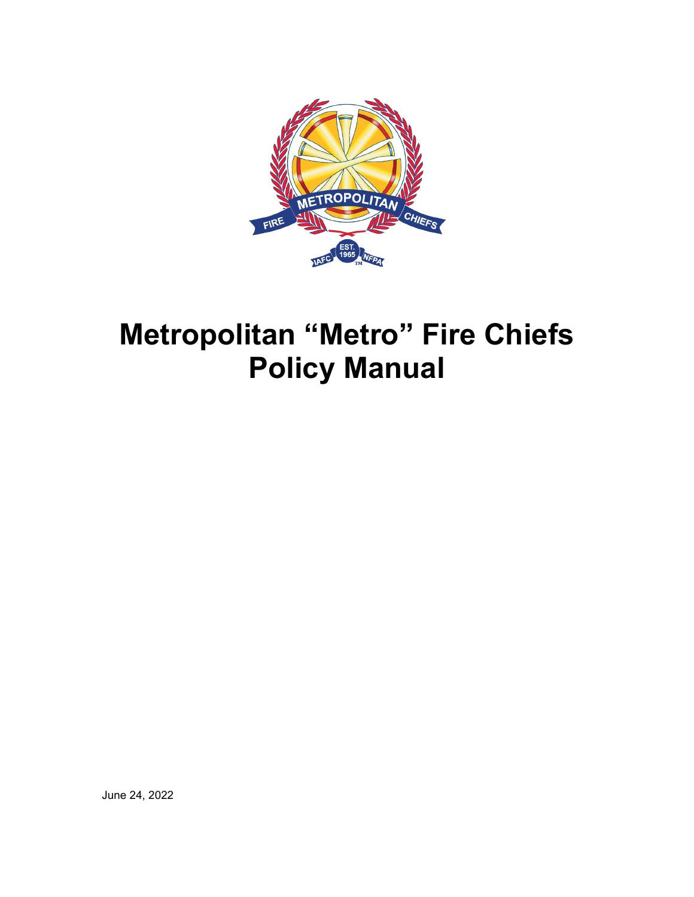# Metropolitan "Metro" Fire Chiefs Policy Manual

June 24, 2022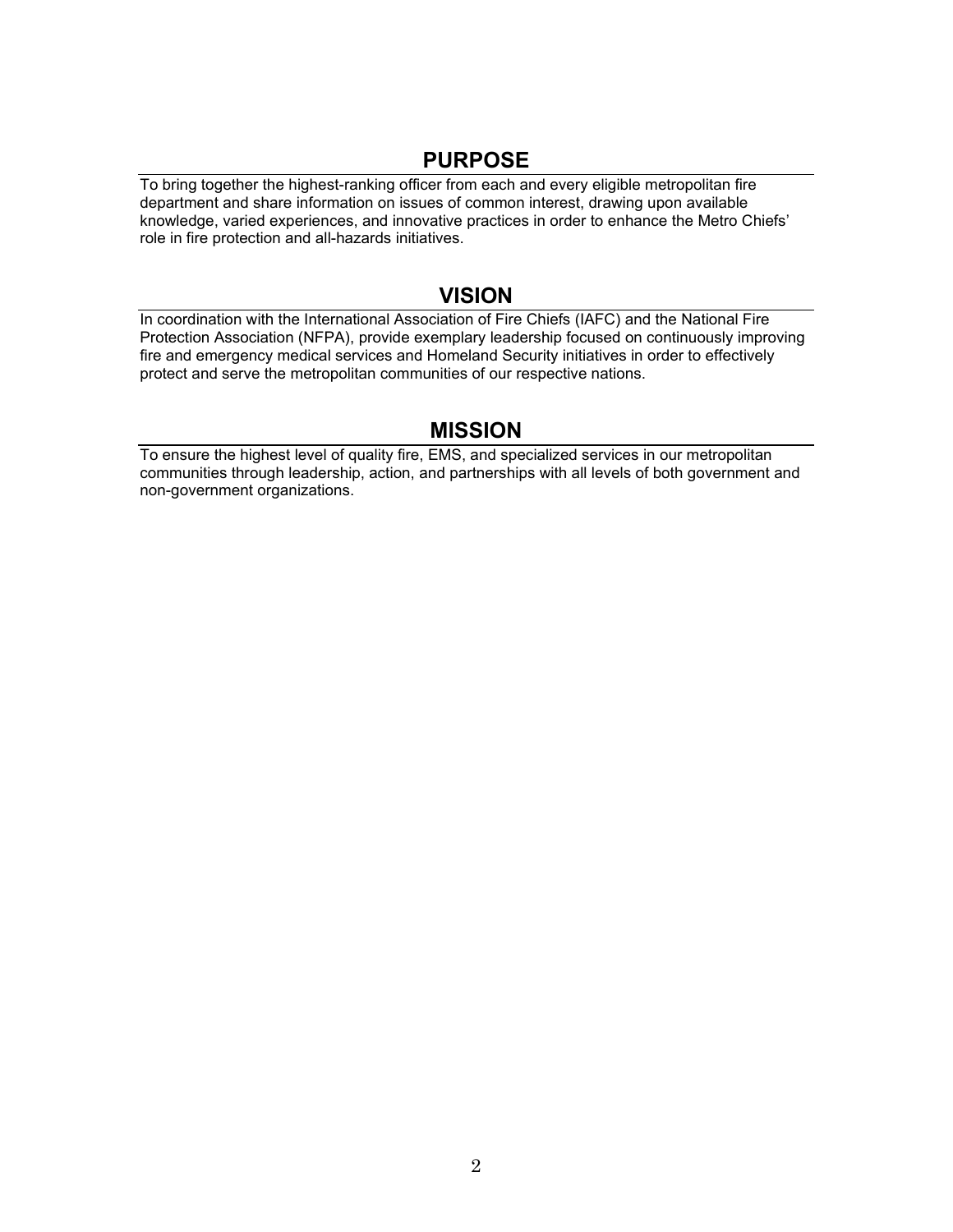## PURPOSE

To bring together the highest-ranking officer from each and every eligible metropolitan fire department and share information on issues of common interest, drawing upon available knowledge, varied experiences, and innovative practices in order to enhance the Metro Chiefs' role in fire protection and all-hazards initiatives.

## VISION

In coordination with the International Association of Fire Chiefs (IAFC) and the National Fire Protection Association (NFPA), provide exemplary leadership focused on continuously improving fire and emergency medical services and Homeland Security initiatives in order to effectively protect and serve the metropolitan communities of our respective nations.

## MISSION

To ensure the highest level of quality fire, EMS, and specialized services in our metropolitan communities through leadership, action, and partnerships with all levels of both government and non-government organizations.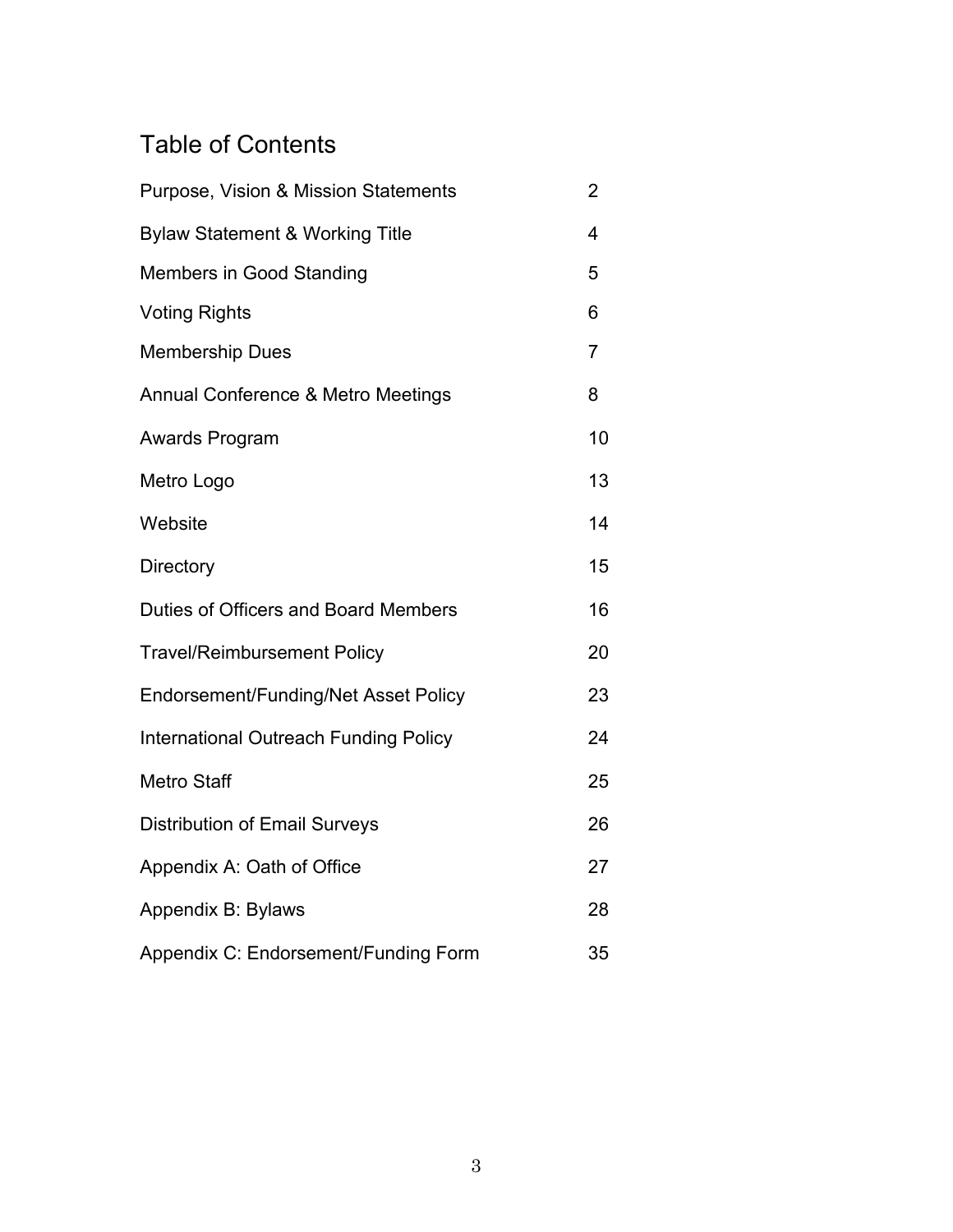# Table of Contents

| | |
|---|---|
| Purpose, Vision & Mission Statements | 2 |
| Bylaw Statement & Working Title | 4 |
| Members in Good Standing | 5 |
| Voting Rights | 6 |
| Membership Dues | 7 |
| Annual Conference & Metro Meetings | 8 |
| Awards Program | 10 |
| Metro Logo | 13 |
| Website | 14 |
| Directory | 15 |
| Duties of Officers and Board Members | 16 |
| Travel/Reimbursement Policy | 20 |
| Endorsement/Funding/Net Asset Policy | 23 |
| International Outreach Funding Policy | 24 |
| Metro Staff | 25 |
| Distribution of Email Surveys | 26 |
| Appendix A: Oath of Office | 27 |
| Appendix B: Bylaws | 28 |
| Appendix C: Endorsement/Funding Form | 35 |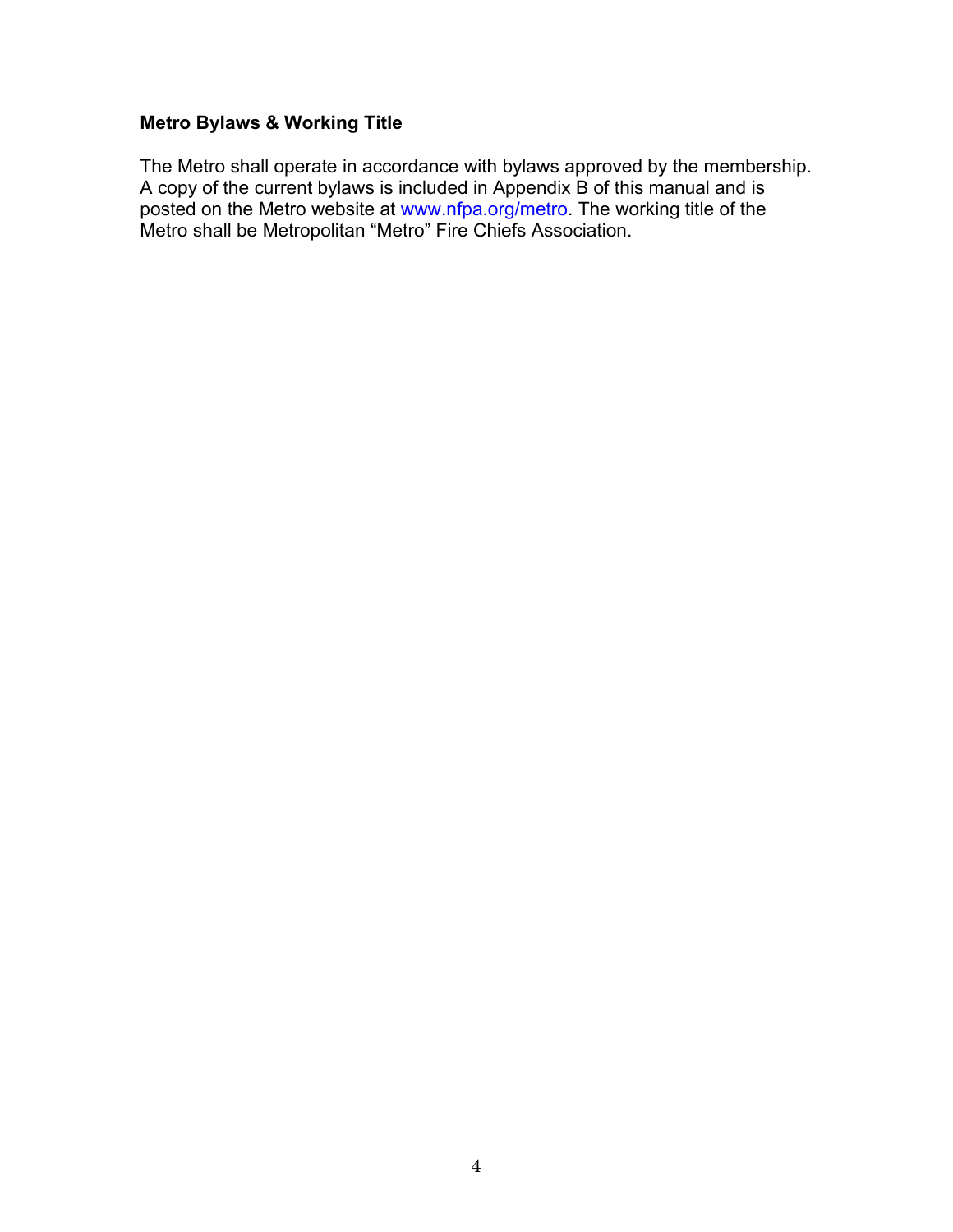**Metro Bylaws & Working Title**

The Metro shall operate in accordance with bylaws approved by the membership. A copy of the current bylaws is included in Appendix B of this manual and is posted on the Metro website at [www.nfpa.org/metro](http://www.nfpa.org/metro). The working title of the Metro shall be Metropolitan "Metro" Fire Chiefs Association.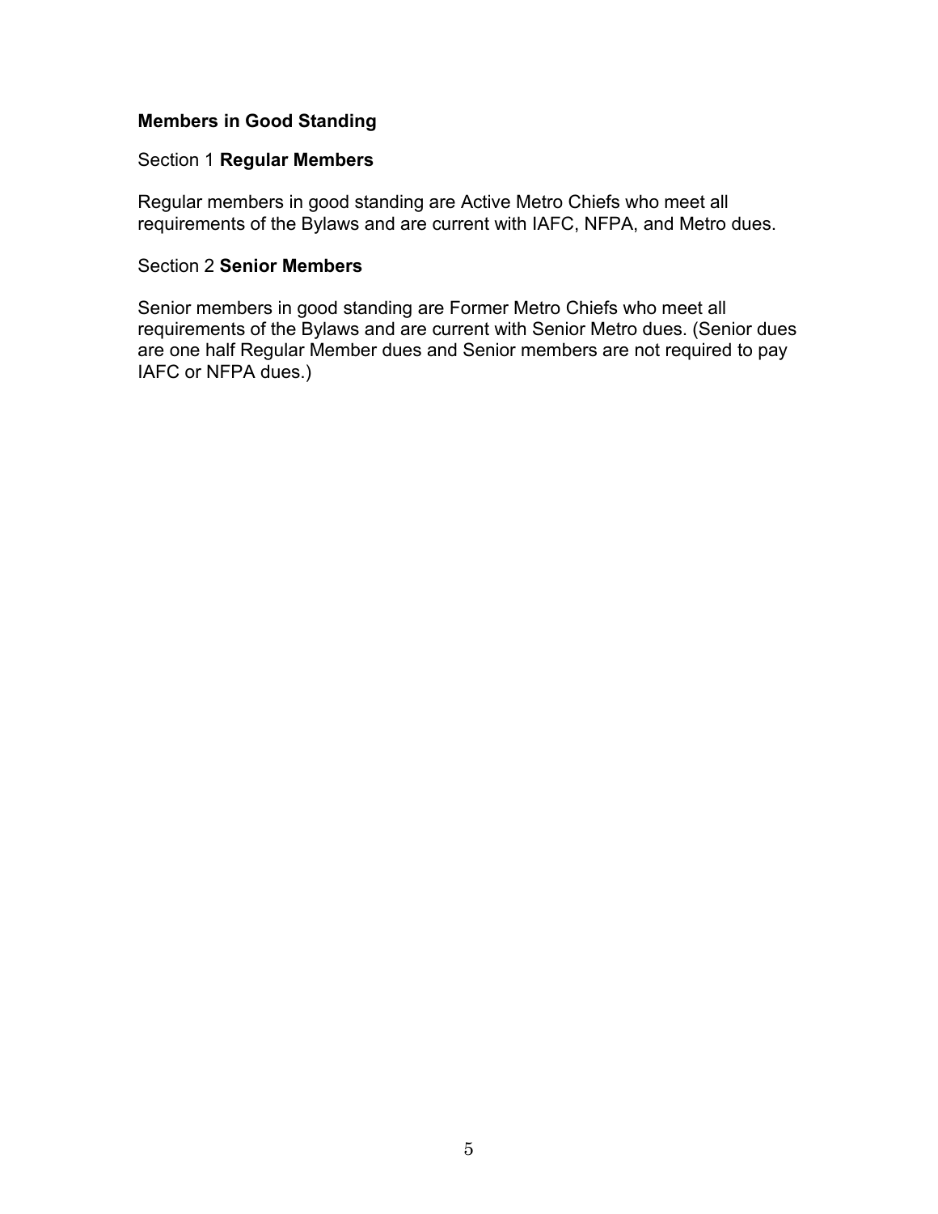## Members in Good Standing

Section 1 **Regular Members**

Regular members in good standing are Active Metro Chiefs who meet all requirements of the Bylaws and are current with IAFC, NFPA, and Metro dues.

Section 2 **Senior Members**

Senior members in good standing are Former Metro Chiefs who meet all requirements of the Bylaws and are current with Senior Metro dues. (Senior dues are one half Regular Member dues and Senior members are not required to pay IAFC or NFPA dues.)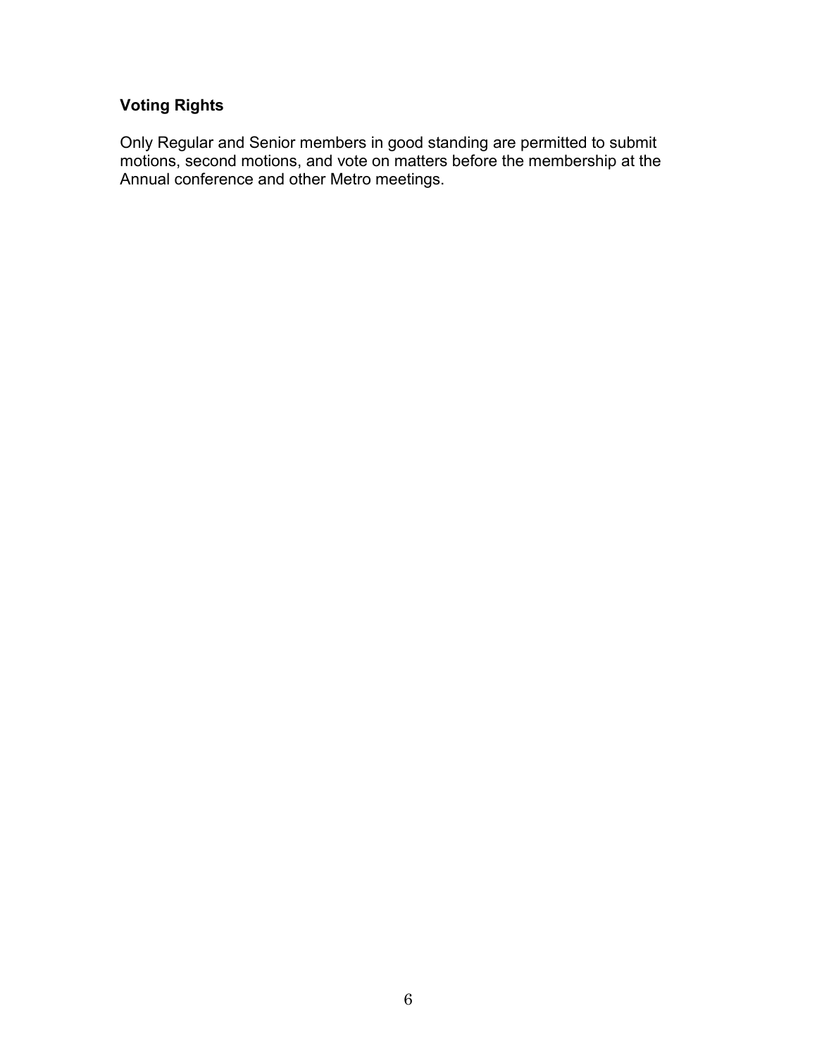**Voting Rights**

Only Regular and Senior members in good standing are permitted to submit motions, second motions, and vote on matters before the membership at the Annual conference and other Metro meetings.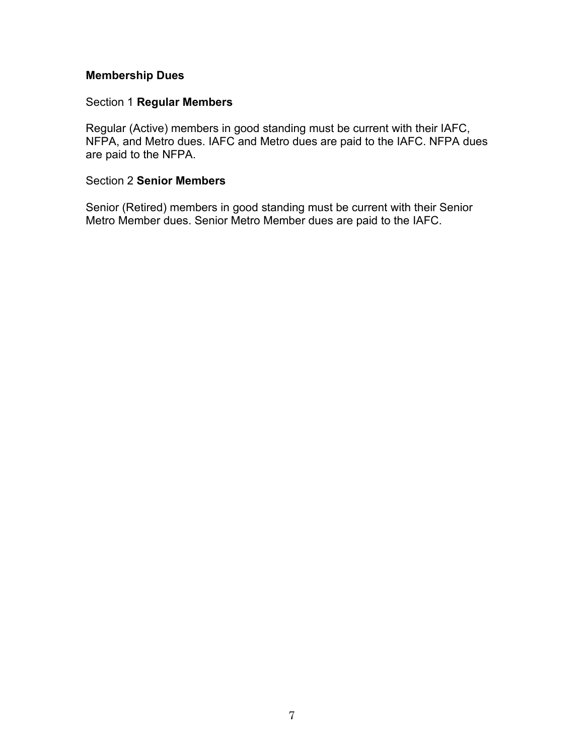## Membership Dues

Section 1 **Regular Members**

Regular (Active) members in good standing must be current with their IAFC, NFPA, and Metro dues. IAFC and Metro dues are paid to the IAFC. NFPA dues are paid to the NFPA.

Section 2 **Senior Members**

Senior (Retired) members in good standing must be current with their Senior Metro Member dues. Senior Metro Member dues are paid to the IAFC.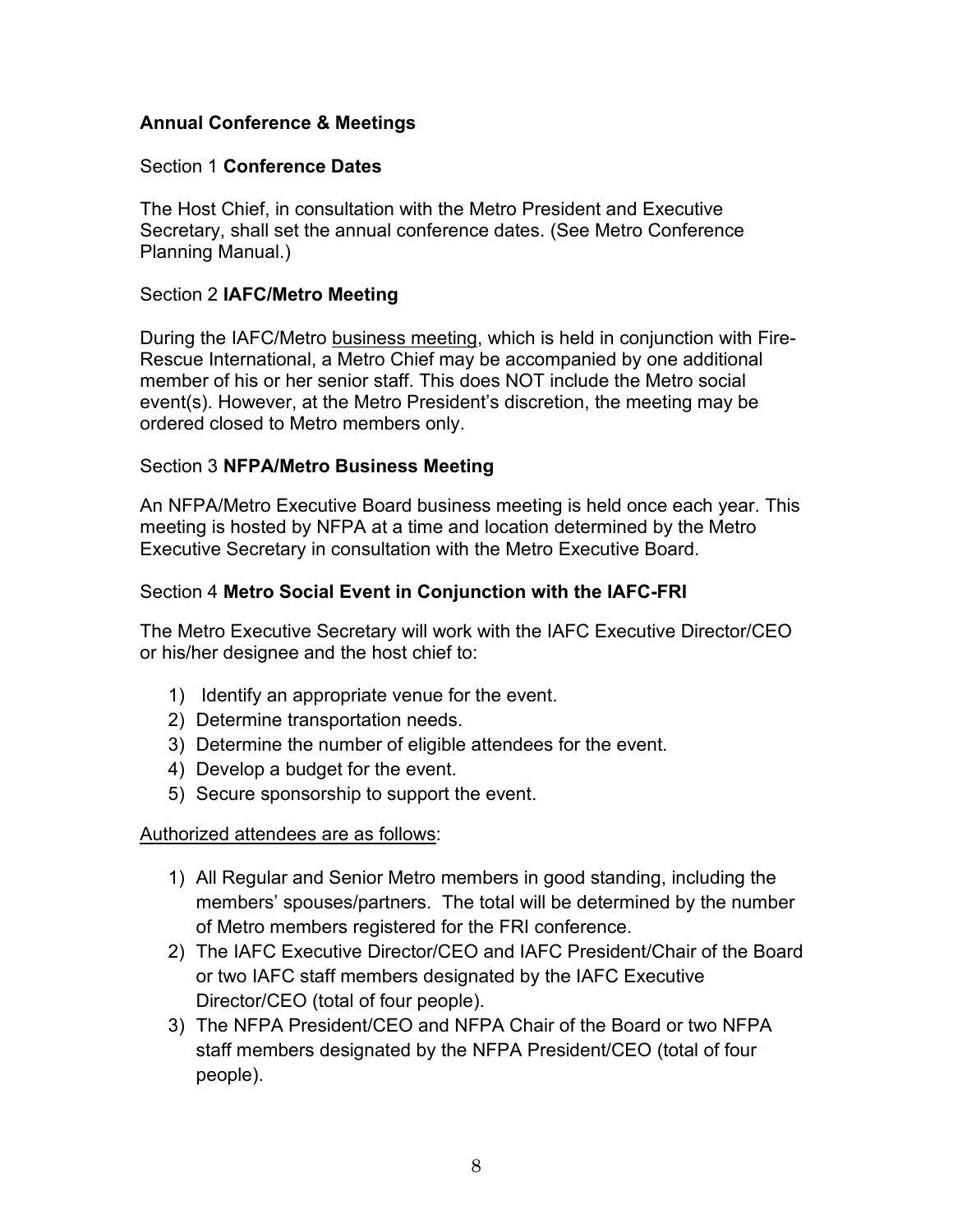## Annual Conference & Meetings

### Section 1 **Conference Dates**

The Host Chief, in consultation with the Metro President and Executive Secretary, shall set the annual conference dates. (See Metro Conference Planning Manual.)

### Section 2 **IAFC/Metro Meeting**

During the IAFC/Metro <u>business meeting</u>, which is held in conjunction with Fire-Rescue International, a Metro Chief may be accompanied by one additional member of his or her senior staff. This does NOT include the Metro social event(s). However, at the Metro President's discretion, the meeting may be ordered closed to Metro members only.

### Section 3 **NFPA/Metro Business Meeting**

An NFPA/Metro Executive Board business meeting is held once each year. This meeting is hosted by NFPA at a time and location determined by the Metro Executive Secretary in consultation with the Metro Executive Board.

### Section 4 **Metro Social Event in Conjunction with the IAFC-FRI**

The Metro Executive Secretary will work with the IAFC Executive Director/CEO or his/her designee and the host chief to:

1) Identify an appropriate venue for the event.
2) Determine transportation needs.
3) Determine the number of eligible attendees for the event.
4) Develop a budget for the event.
5) Secure sponsorship to support the event.

<u>Authorized attendees are as follows</u>:

1) All Regular and Senior Metro members in good standing, including the members' spouses/partners. The total will be determined by the number of Metro members registered for the FRI conference.
2) The IAFC Executive Director/CEO and IAFC President/Chair of the Board or two IAFC staff members designated by the IAFC Executive Director/CEO (total of four people).
3) The NFPA President/CEO and NFPA Chair of the Board or two NFPA staff members designated by the NFPA President/CEO (total of four people).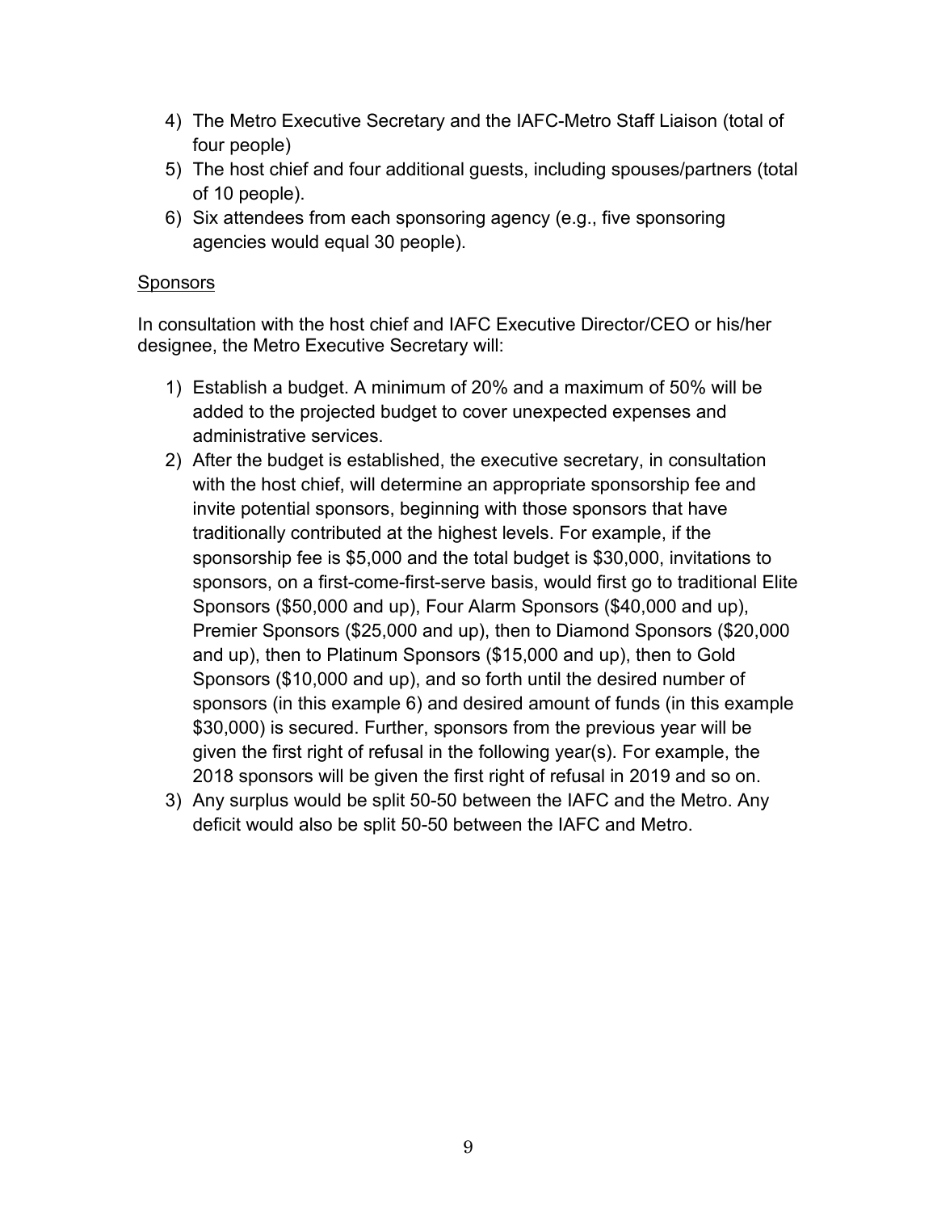4) The Metro Executive Secretary and the IAFC-Metro Staff Liaison (total of four people)
5) The host chief and four additional guests, including spouses/partners (total of 10 people).
6) Six attendees from each sponsoring agency (e.g., five sponsoring agencies would equal 30 people).

<u>Sponsors</u>

In consultation with the host chief and IAFC Executive Director/CEO or his/her designee, the Metro Executive Secretary will:

1) Establish a budget. A minimum of 20% and a maximum of 50% will be added to the projected budget to cover unexpected expenses and administrative services.
2) After the budget is established, the executive secretary, in consultation with the host chief, will determine an appropriate sponsorship fee and invite potential sponsors, beginning with those sponsors that have traditionally contributed at the highest levels. For example, if the sponsorship fee is $5,000 and the total budget is $30,000, invitations to sponsors, on a first-come-first-serve basis, would first go to traditional Elite Sponsors ($50,000 and up), Four Alarm Sponsors ($40,000 and up), Premier Sponsors ($25,000 and up), then to Diamond Sponsors ($20,000 and up), then to Platinum Sponsors ($15,000 and up), then to Gold Sponsors ($10,000 and up), and so forth until the desired number of sponsors (in this example 6) and desired amount of funds (in this example $30,000) is secured. Further, sponsors from the previous year will be given the first right of refusal in the following year(s). For example, the 2018 sponsors will be given the first right of refusal in 2019 and so on.
3) Any surplus would be split 50-50 between the IAFC and the Metro. Any deficit would also be split 50-50 between the IAFC and Metro.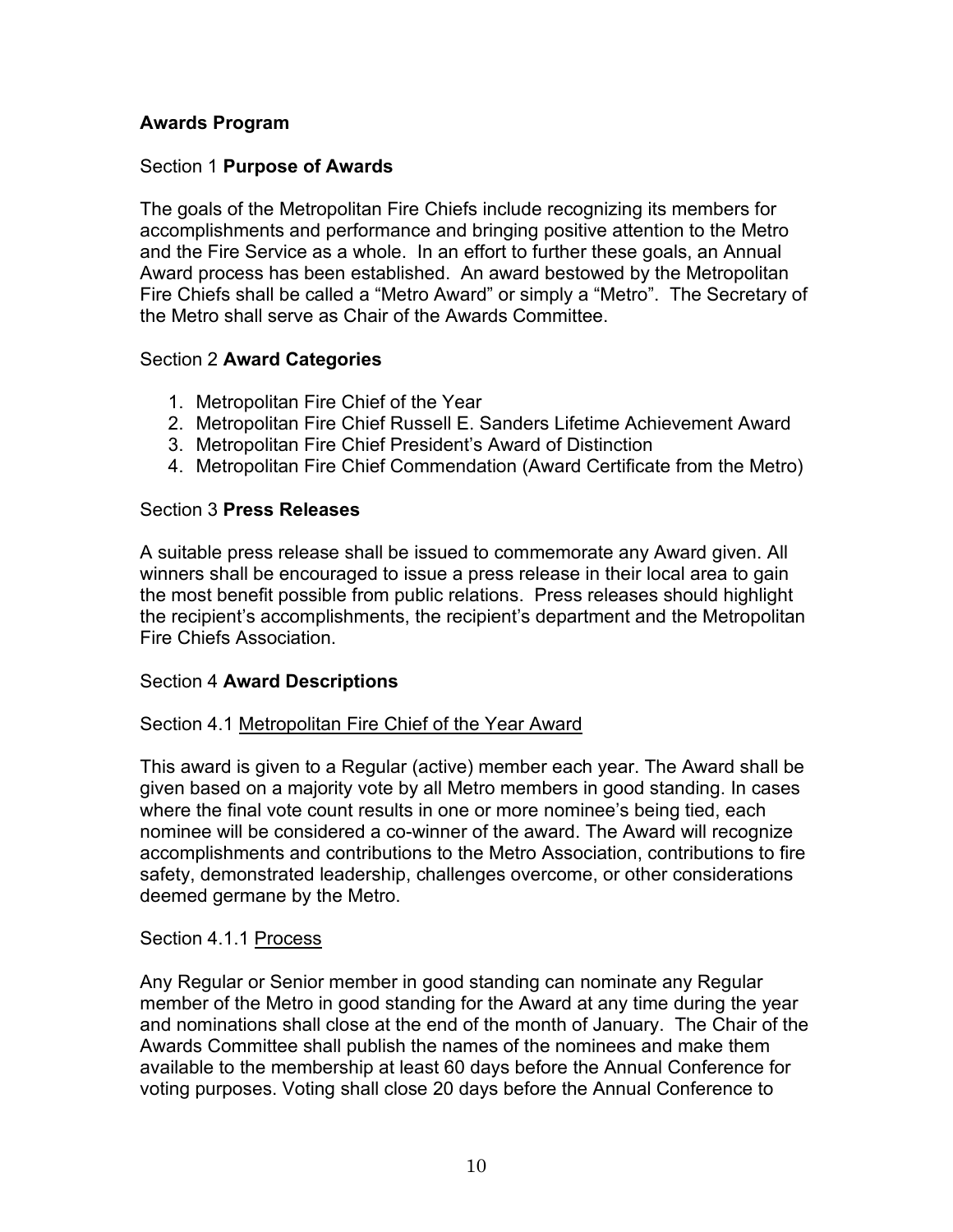## Awards Program

### Section 1 **Purpose of Awards**

The goals of the Metropolitan Fire Chiefs include recognizing its members for accomplishments and performance and bringing positive attention to the Metro and the Fire Service as a whole. In an effort to further these goals, an Annual Award process has been established. An award bestowed by the Metropolitan Fire Chiefs shall be called a "Metro Award" or simply a "Metro". The Secretary of the Metro shall serve as Chair of the Awards Committee.

### Section 2 **Award Categories**

1. Metropolitan Fire Chief of the Year
2. Metropolitan Fire Chief Russell E. Sanders Lifetime Achievement Award
3. Metropolitan Fire Chief President's Award of Distinction
4. Metropolitan Fire Chief Commendation (Award Certificate from the Metro)

### Section 3 **Press Releases**

A suitable press release shall be issued to commemorate any Award given. All winners shall be encouraged to issue a press release in their local area to gain the most benefit possible from public relations. Press releases should highlight the recipient's accomplishments, the recipient's department and the Metropolitan Fire Chiefs Association.

### Section 4 **Award Descriptions**

#### Section 4.1 Metropolitan Fire Chief of the Year Award

This award is given to a Regular (active) member each year. The Award shall be given based on a majority vote by all Metro members in good standing. In cases where the final vote count results in one or more nominee's being tied, each nominee will be considered a co-winner of the award. The Award will recognize accomplishments and contributions to the Metro Association, contributions to fire safety, demonstrated leadership, challenges overcome, or other considerations deemed germane by the Metro.

#### Section 4.1.1 Process

Any Regular or Senior member in good standing can nominate any Regular member of the Metro in good standing for the Award at any time during the year and nominations shall close at the end of the month of January. The Chair of the Awards Committee shall publish the names of the nominees and make them available to the membership at least 60 days before the Annual Conference for voting purposes. Voting shall close 20 days before the Annual Conference to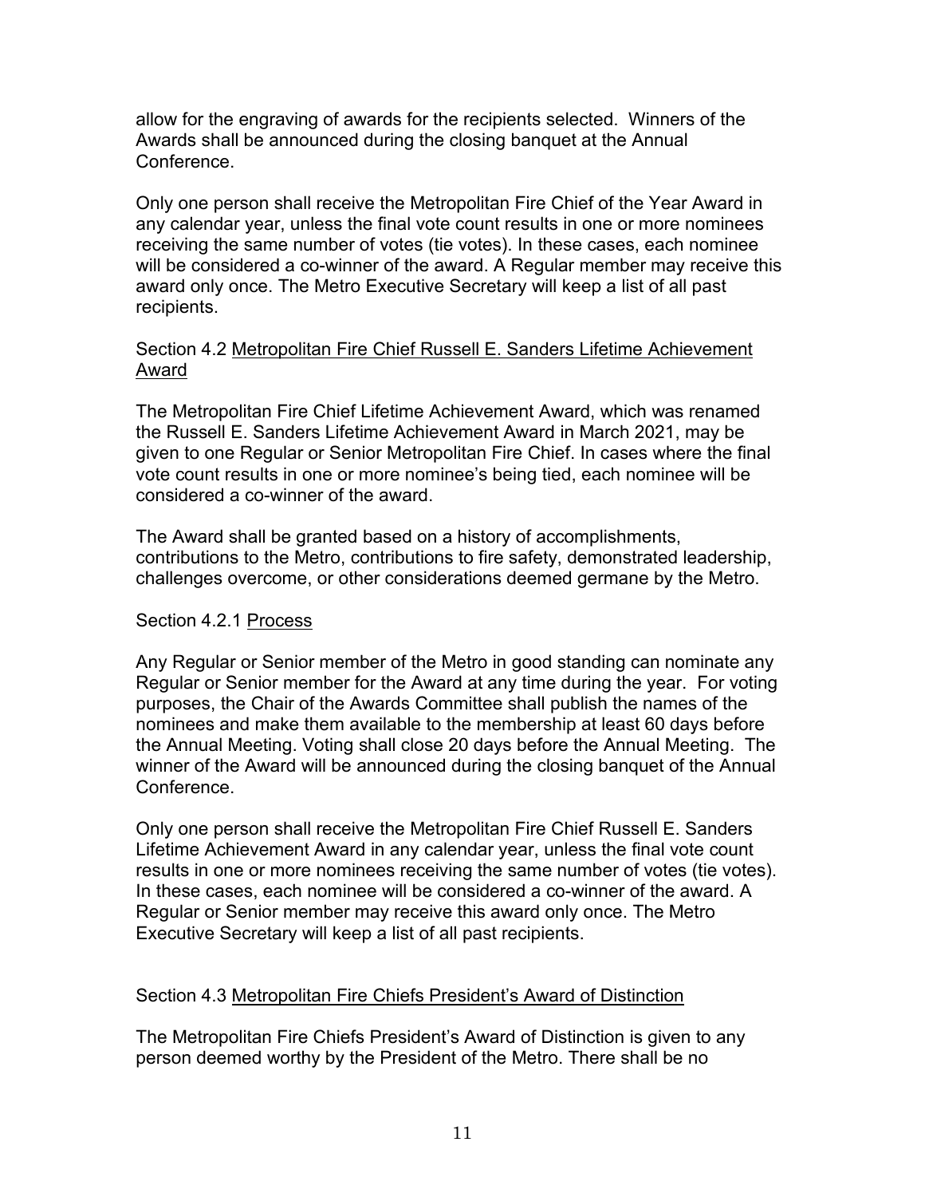allow for the engraving of awards for the recipients selected. Winners of the Awards shall be announced during the closing banquet at the Annual Conference.

Only one person shall receive the Metropolitan Fire Chief of the Year Award in any calendar year, unless the final vote count results in one or more nominees receiving the same number of votes (tie votes). In these cases, each nominee will be considered a co-winner of the award. A Regular member may receive this award only once. The Metro Executive Secretary will keep a list of all past recipients.

### Section 4.2 Metropolitan Fire Chief Russell E. Sanders Lifetime Achievement Award

The Metropolitan Fire Chief Lifetime Achievement Award, which was renamed the Russell E. Sanders Lifetime Achievement Award in March 2021, may be given to one Regular or Senior Metropolitan Fire Chief. In cases where the final vote count results in one or more nominee's being tied, each nominee will be considered a co-winner of the award.

The Award shall be granted based on a history of accomplishments, contributions to the Metro, contributions to fire safety, demonstrated leadership, challenges overcome, or other considerations deemed germane by the Metro.

#### Section 4.2.1 Process

Any Regular or Senior member of the Metro in good standing can nominate any Regular or Senior member for the Award at any time during the year. For voting purposes, the Chair of the Awards Committee shall publish the names of the nominees and make them available to the membership at least 60 days before the Annual Meeting. Voting shall close 20 days before the Annual Meeting. The winner of the Award will be announced during the closing banquet of the Annual Conference.

Only one person shall receive the Metropolitan Fire Chief Russell E. Sanders Lifetime Achievement Award in any calendar year, unless the final vote count results in one or more nominees receiving the same number of votes (tie votes). In these cases, each nominee will be considered a co-winner of the award. A Regular or Senior member may receive this award only once. The Metro Executive Secretary will keep a list of all past recipients.

### Section 4.3 Metropolitan Fire Chiefs President's Award of Distinction

The Metropolitan Fire Chiefs President's Award of Distinction is given to any person deemed worthy by the President of the Metro. There shall be no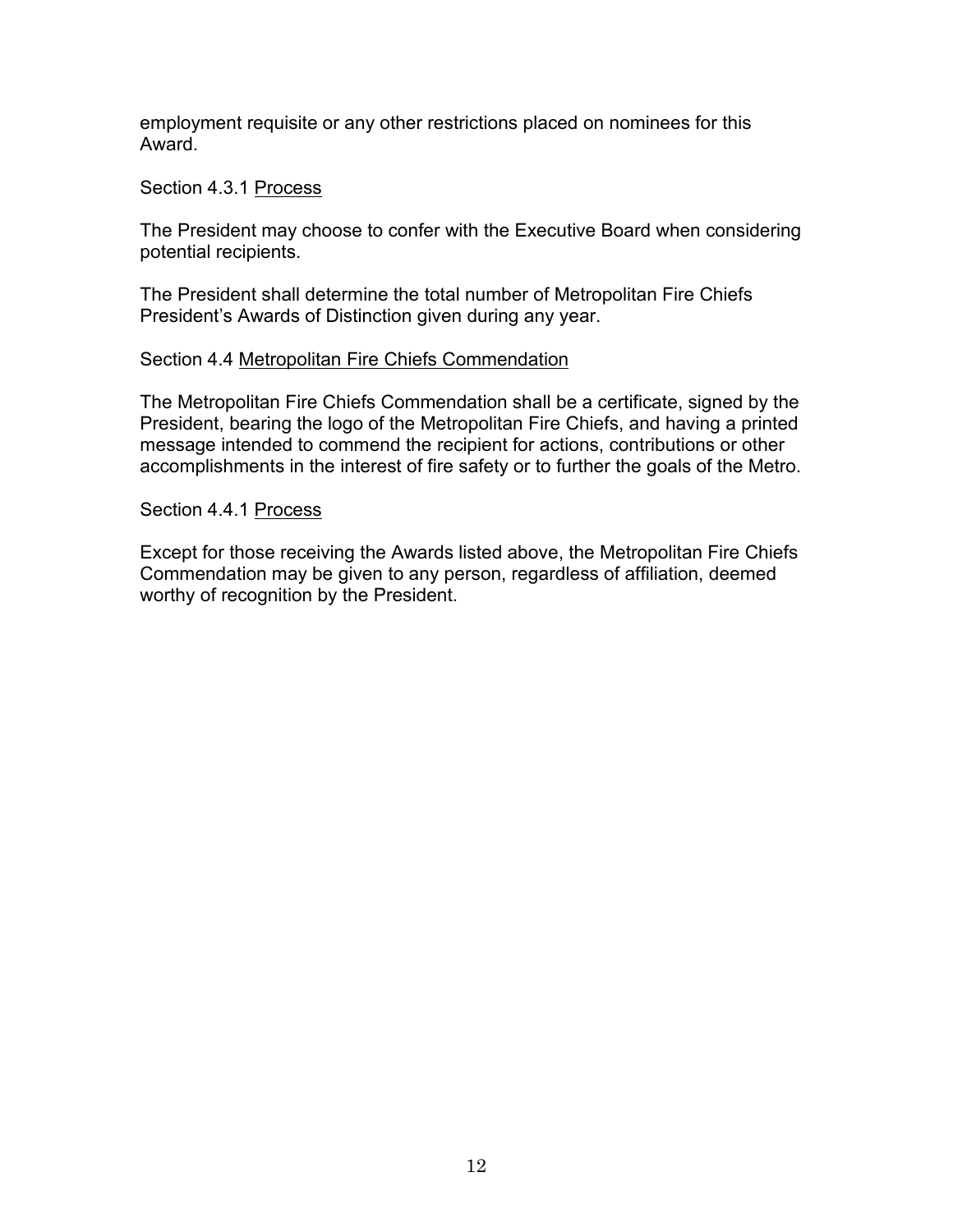employment requisite or any other restrictions placed on nominees for this Award.

Section 4.3.1 Process

The President may choose to confer with the Executive Board when considering potential recipients.

The President shall determine the total number of Metropolitan Fire Chiefs President's Awards of Distinction given during any year.

Section 4.4 Metropolitan Fire Chiefs Commendation

The Metropolitan Fire Chiefs Commendation shall be a certificate, signed by the President, bearing the logo of the Metropolitan Fire Chiefs, and having a printed message intended to commend the recipient for actions, contributions or other accomplishments in the interest of fire safety or to further the goals of the Metro.

Section 4.4.1 Process

Except for those receiving the Awards listed above, the Metropolitan Fire Chiefs Commendation may be given to any person, regardless of affiliation, deemed worthy of recognition by the President.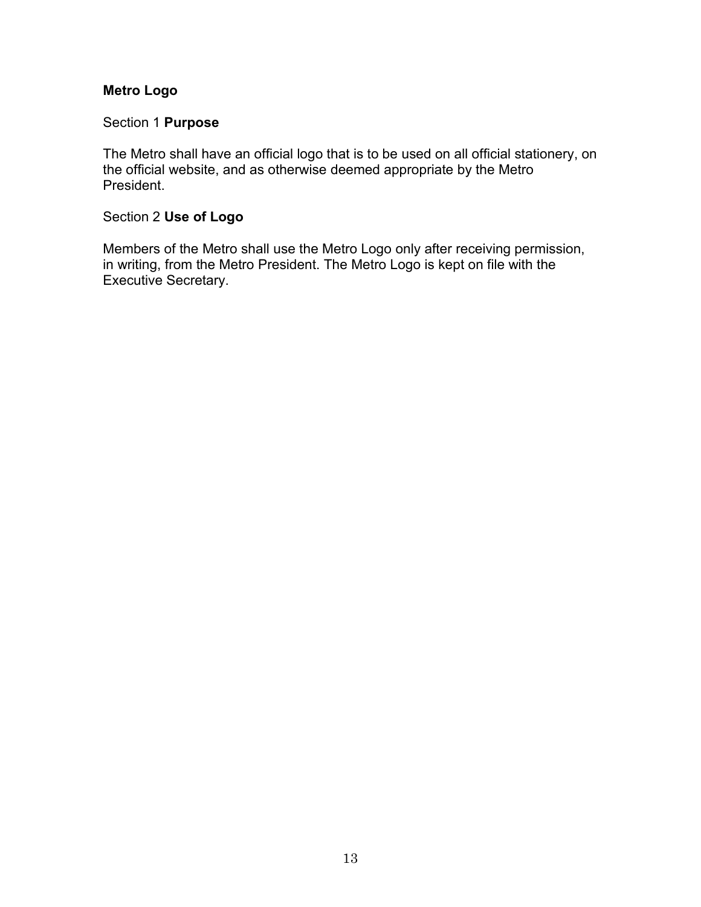## Metro Logo

Section 1 **Purpose**

The Metro shall have an official logo that is to be used on all official stationery, on the official website, and as otherwise deemed appropriate by the Metro President.

Section 2 **Use of Logo**

Members of the Metro shall use the Metro Logo only after receiving permission, in writing, from the Metro President. The Metro Logo is kept on file with the Executive Secretary.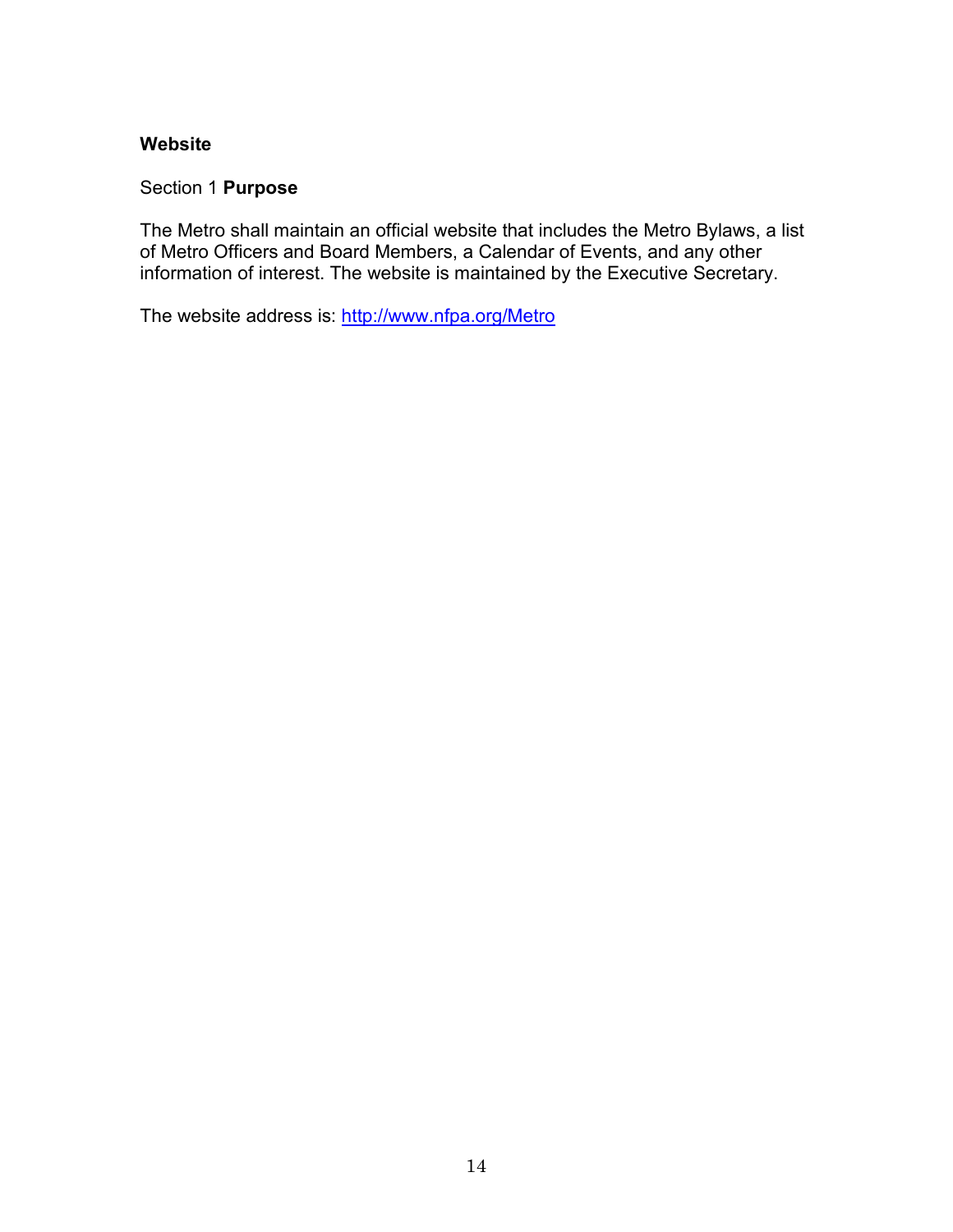## Website

Section 1 **Purpose**

The Metro shall maintain an official website that includes the Metro Bylaws, a list of Metro Officers and Board Members, a Calendar of Events, and any other information of interest. The website is maintained by the Executive Secretary.

The website address is: [http://www.nfpa.org/Metro](http://www.nfpa.org/Metro)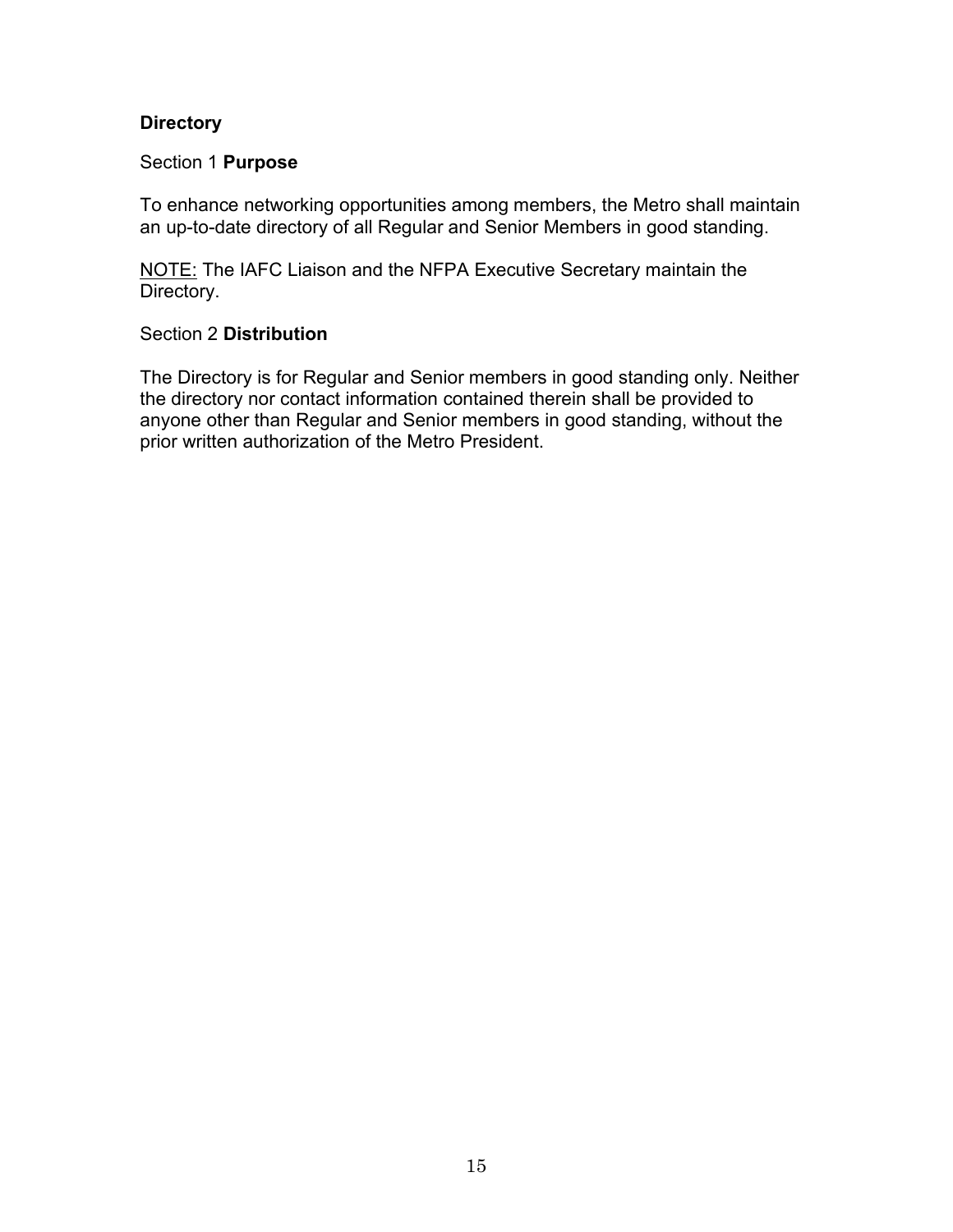## Directory

### Section 1 **Purpose**

To enhance networking opportunities among members, the Metro shall maintain an up-to-date directory of all Regular and Senior Members in good standing.

<u>NOTE:</u> The IAFC Liaison and the NFPA Executive Secretary maintain the Directory.

### Section 2 **Distribution**

The Directory is for Regular and Senior members in good standing only. Neither the directory nor contact information contained therein shall be provided to anyone other than Regular and Senior members in good standing, without the prior written authorization of the Metro President.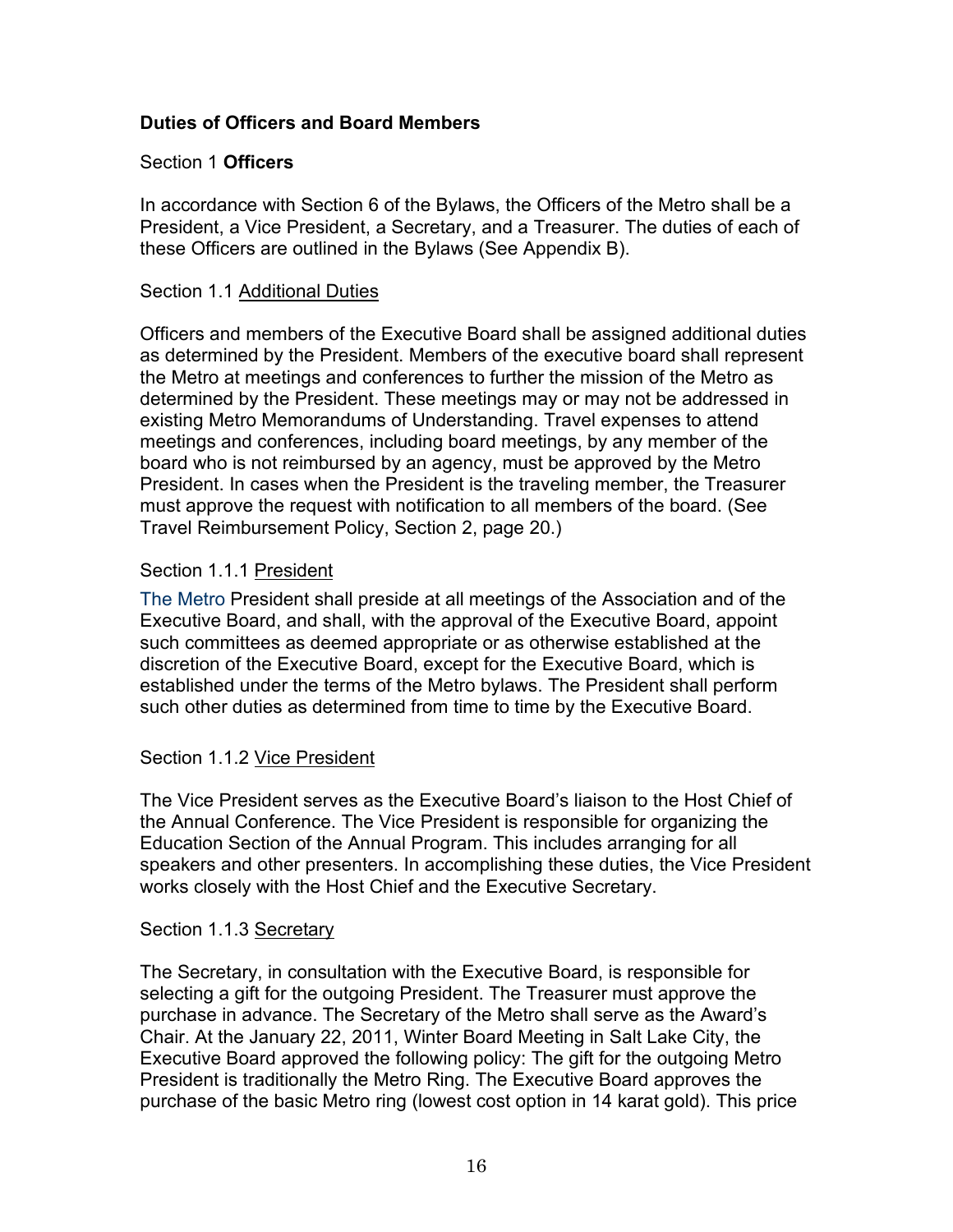**Duties of Officers and Board Members**

Section 1 **Officers**

In accordance with Section 6 of the Bylaws, the Officers of the Metro shall be a President, a Vice President, a Secretary, and a Treasurer. The duties of each of these Officers are outlined in the Bylaws (See Appendix B).

Section 1.1 Additional Duties

Officers and members of the Executive Board shall be assigned additional duties as determined by the President. Members of the executive board shall represent the Metro at meetings and conferences to further the mission of the Metro as determined by the President. These meetings may or may not be addressed in existing Metro Memorandums of Understanding. Travel expenses to attend meetings and conferences, including board meetings, by any member of the board who is not reimbursed by an agency, must be approved by the Metro President. In cases when the President is the traveling member, the Treasurer must approve the request with notification to all members of the board. (See Travel Reimbursement Policy, Section 2, page 20.)

Section 1.1.1 President

The Metro President shall preside at all meetings of the Association and of the Executive Board, and shall, with the approval of the Executive Board, appoint such committees as deemed appropriate or as otherwise established at the discretion of the Executive Board, except for the Executive Board, which is established under the terms of the Metro bylaws. The President shall perform such other duties as determined from time to time by the Executive Board.

Section 1.1.2 Vice President

The Vice President serves as the Executive Board's liaison to the Host Chief of the Annual Conference. The Vice President is responsible for organizing the Education Section of the Annual Program. This includes arranging for all speakers and other presenters. In accomplishing these duties, the Vice President works closely with the Host Chief and the Executive Secretary.

Section 1.1.3 Secretary

The Secretary, in consultation with the Executive Board, is responsible for selecting a gift for the outgoing President. The Treasurer must approve the purchase in advance. The Secretary of the Metro shall serve as the Award's Chair. At the January 22, 2011, Winter Board Meeting in Salt Lake City, the Executive Board approved the following policy: The gift for the outgoing Metro President is traditionally the Metro Ring. The Executive Board approves the purchase of the basic Metro ring (lowest cost option in 14 karat gold). This price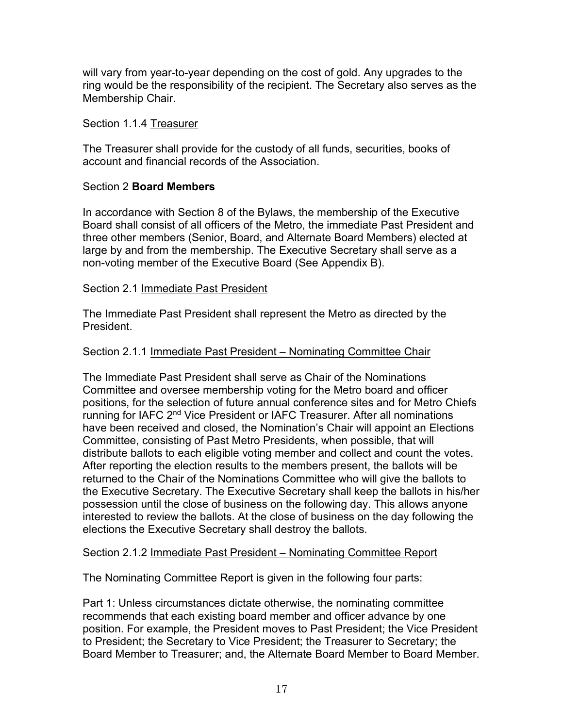will vary from year-to-year depending on the cost of gold. Any upgrades to the ring would be the responsibility of the recipient. The Secretary also serves as the Membership Chair.

Section 1.1.4 Treasurer

The Treasurer shall provide for the custody of all funds, securities, books of account and financial records of the Association.

Section 2 **Board Members**

In accordance with Section 8 of the Bylaws, the membership of the Executive Board shall consist of all officers of the Metro, the immediate Past President and three other members (Senior, Board, and Alternate Board Members) elected at large by and from the membership. The Executive Secretary shall serve as a non-voting member of the Executive Board (See Appendix B).

Section 2.1 Immediate Past President

The Immediate Past President shall represent the Metro as directed by the President.

Section 2.1.1 Immediate Past President – Nominating Committee Chair

The Immediate Past President shall serve as Chair of the Nominations Committee and oversee membership voting for the Metro board and officer positions, for the selection of future annual conference sites and for Metro Chiefs running for IAFC 2nd Vice President or IAFC Treasurer. After all nominations have been received and closed, the Nomination's Chair will appoint an Elections Committee, consisting of Past Metro Presidents, when possible, that will distribute ballots to each eligible voting member and collect and count the votes. After reporting the election results to the members present, the ballots will be returned to the Chair of the Nominations Committee who will give the ballots to the Executive Secretary. The Executive Secretary shall keep the ballots in his/her possession until the close of business on the following day. This allows anyone interested to review the ballots. At the close of business on the day following the elections the Executive Secretary shall destroy the ballots.

Section 2.1.2 Immediate Past President – Nominating Committee Report

The Nominating Committee Report is given in the following four parts:

Part 1: Unless circumstances dictate otherwise, the nominating committee recommends that each existing board member and officer advance by one position. For example, the President moves to Past President; the Vice President to President; the Secretary to Vice President; the Treasurer to Secretary; the Board Member to Treasurer; and, the Alternate Board Member to Board Member.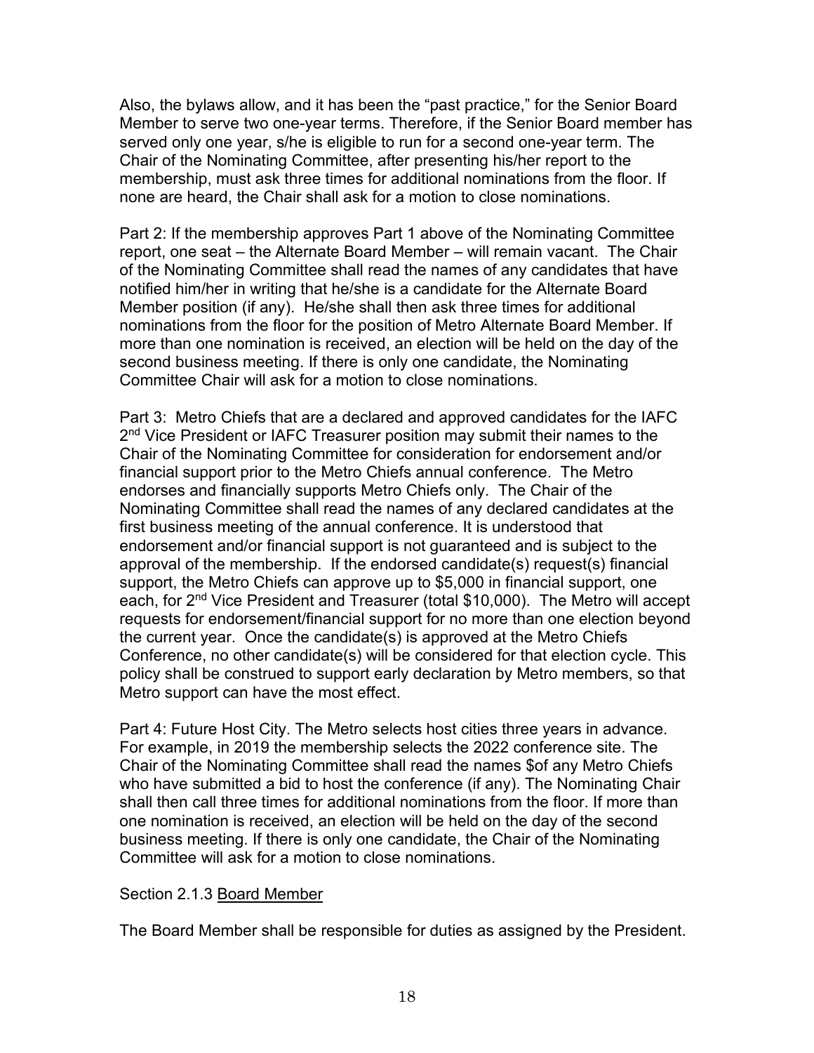Also, the bylaws allow, and it has been the "past practice," for the Senior Board Member to serve two one-year terms. Therefore, if the Senior Board member has served only one year, s/he is eligible to run for a second one-year term. The Chair of the Nominating Committee, after presenting his/her report to the membership, must ask three times for additional nominations from the floor. If none are heard, the Chair shall ask for a motion to close nominations.

Part 2: If the membership approves Part 1 above of the Nominating Committee report, one seat – the Alternate Board Member – will remain vacant. The Chair of the Nominating Committee shall read the names of any candidates that have notified him/her in writing that he/she is a candidate for the Alternate Board Member position (if any). He/she shall then ask three times for additional nominations from the floor for the position of Metro Alternate Board Member. If more than one nomination is received, an election will be held on the day of the second business meeting. If there is only one candidate, the Nominating Committee Chair will ask for a motion to close nominations.

Part 3: Metro Chiefs that are a declared and approved candidates for the IAFC 2nd Vice President or IAFC Treasurer position may submit their names to the Chair of the Nominating Committee for consideration for endorsement and/or financial support prior to the Metro Chiefs annual conference. The Metro endorses and financially supports Metro Chiefs only. The Chair of the Nominating Committee shall read the names of any declared candidates at the first business meeting of the annual conference. It is understood that endorsement and/or financial support is not guaranteed and is subject to the approval of the membership. If the endorsed candidate(s) request(s) financial support, the Metro Chiefs can approve up to $5,000 in financial support, one each, for 2nd Vice President and Treasurer (total $10,000). The Metro will accept requests for endorsement/financial support for no more than one election beyond the current year. Once the candidate(s) is approved at the Metro Chiefs Conference, no other candidate(s) will be considered for that election cycle. This policy shall be construed to support early declaration by Metro members, so that Metro support can have the most effect.

Part 4: Future Host City. The Metro selects host cities three years in advance. For example, in 2019 the membership selects the 2022 conference site. The Chair of the Nominating Committee shall read the names $of any Metro Chiefs who have submitted a bid to host the conference (if any). The Nominating Chair shall then call three times for additional nominations from the floor. If more than one nomination is received, an election will be held on the day of the second business meeting. If there is only one candidate, the Chair of the Nominating Committee will ask for a motion to close nominations.

Section 2.1.3 <u>Board Member</u>

The Board Member shall be responsible for duties as assigned by the President.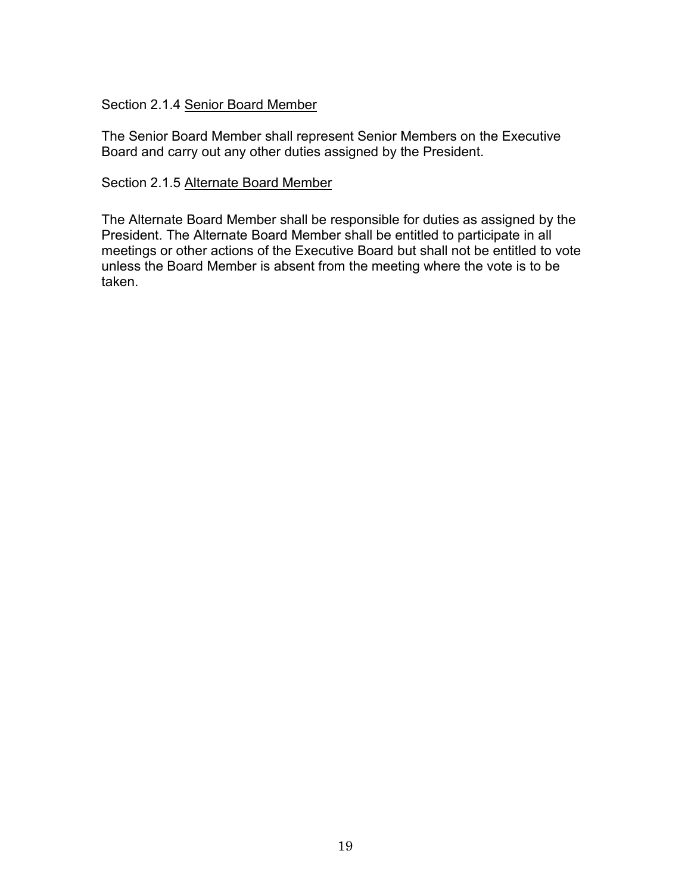Section 2.1.4 <u>Senior Board Member</u>

The Senior Board Member shall represent Senior Members on the Executive Board and carry out any other duties assigned by the President.

Section 2.1.5 <u>Alternate Board Member</u>

The Alternate Board Member shall be responsible for duties as assigned by the President. The Alternate Board Member shall be entitled to participate in all meetings or other actions of the Executive Board but shall not be entitled to vote unless the Board Member is absent from the meeting where the vote is to be taken.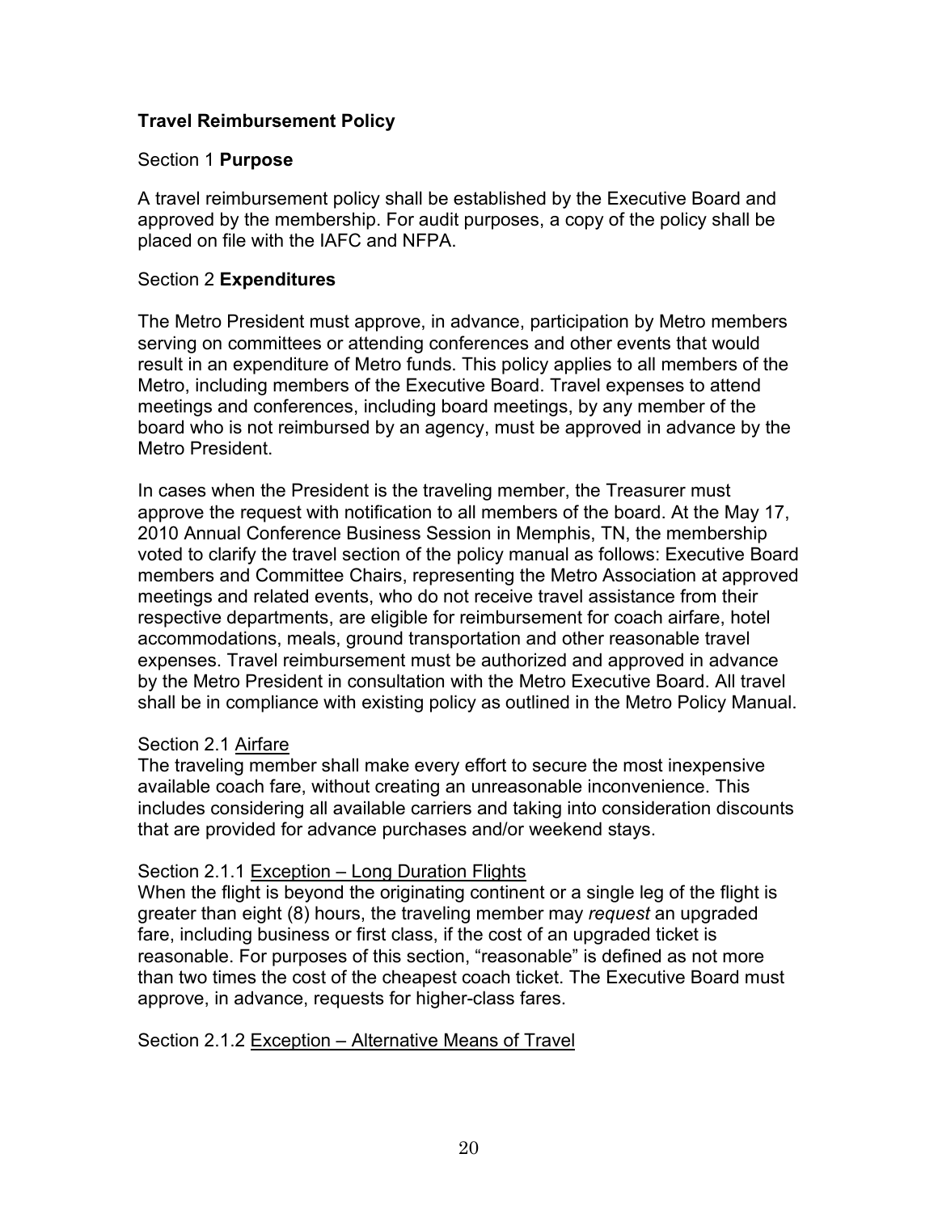## Travel Reimbursement Policy

Section 1 **Purpose**

A travel reimbursement policy shall be established by the Executive Board and approved by the membership. For audit purposes, a copy of the policy shall be placed on file with the IAFC and NFPA.

Section 2 **Expenditures**

The Metro President must approve, in advance, participation by Metro members serving on committees or attending conferences and other events that would result in an expenditure of Metro funds. This policy applies to all members of the Metro, including members of the Executive Board. Travel expenses to attend meetings and conferences, including board meetings, by any member of the board who is not reimbursed by an agency, must be approved in advance by the Metro President.

In cases when the President is the traveling member, the Treasurer must approve the request with notification to all members of the board. At the May 17, 2010 Annual Conference Business Session in Memphis, TN, the membership voted to clarify the travel section of the policy manual as follows: Executive Board members and Committee Chairs, representing the Metro Association at approved meetings and related events, who do not receive travel assistance from their respective departments, are eligible for reimbursement for coach airfare, hotel accommodations, meals, ground transportation and other reasonable travel expenses. Travel reimbursement must be authorized and approved in advance by the Metro President in consultation with the Metro Executive Board. All travel shall be in compliance with existing policy as outlined in the Metro Policy Manual.

Section 2.1 <u>Airfare</u>
The traveling member shall make every effort to secure the most inexpensive available coach fare, without creating an unreasonable inconvenience. This includes considering all available carriers and taking into consideration discounts that are provided for advance purchases and/or weekend stays.

Section 2.1.1 <u>Exception – Long Duration Flights</u>
When the flight is beyond the originating continent or a single leg of the flight is greater than eight (8) hours, the traveling member may *request* an upgraded fare, including business or first class, if the cost of an upgraded ticket is reasonable. For purposes of this section, "reasonable" is defined as not more than two times the cost of the cheapest coach ticket. The Executive Board must approve, in advance, requests for higher-class fares.

Section 2.1.2 <u>Exception – Alternative Means of Travel</u>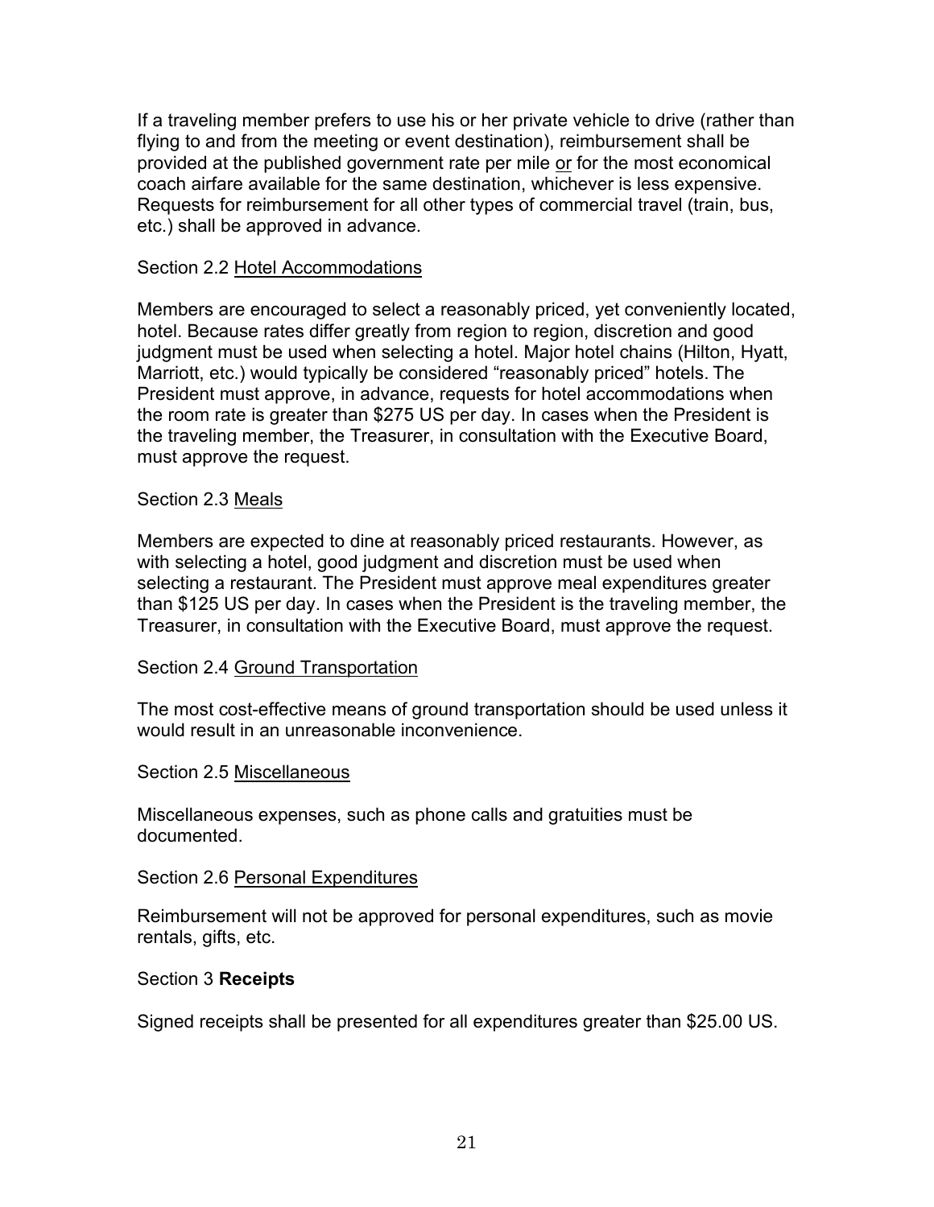If a traveling member prefers to use his or her private vehicle to drive (rather than flying to and from the meeting or event destination), reimbursement shall be provided at the published government rate per mile or for the most economical coach airfare available for the same destination, whichever is less expensive. Requests for reimbursement for all other types of commercial travel (train, bus, etc.) shall be approved in advance.

Section 2.2 Hotel Accommodations

Members are encouraged to select a reasonably priced, yet conveniently located, hotel. Because rates differ greatly from region to region, discretion and good judgment must be used when selecting a hotel. Major hotel chains (Hilton, Hyatt, Marriott, etc.) would typically be considered "reasonably priced" hotels. The President must approve, in advance, requests for hotel accommodations when the room rate is greater than $275 US per day. In cases when the President is the traveling member, the Treasurer, in consultation with the Executive Board, must approve the request.

Section 2.3 Meals

Members are expected to dine at reasonably priced restaurants. However, as with selecting a hotel, good judgment and discretion must be used when selecting a restaurant. The President must approve meal expenditures greater than $125 US per day. In cases when the President is the traveling member, the Treasurer, in consultation with the Executive Board, must approve the request.

Section 2.4 Ground Transportation

The most cost-effective means of ground transportation should be used unless it would result in an unreasonable inconvenience.

Section 2.5 Miscellaneous

Miscellaneous expenses, such as phone calls and gratuities must be documented.

Section 2.6 Personal Expenditures

Reimbursement will not be approved for personal expenditures, such as movie rentals, gifts, etc.

Section 3 **Receipts**

Signed receipts shall be presented for all expenditures greater than $25.00 US.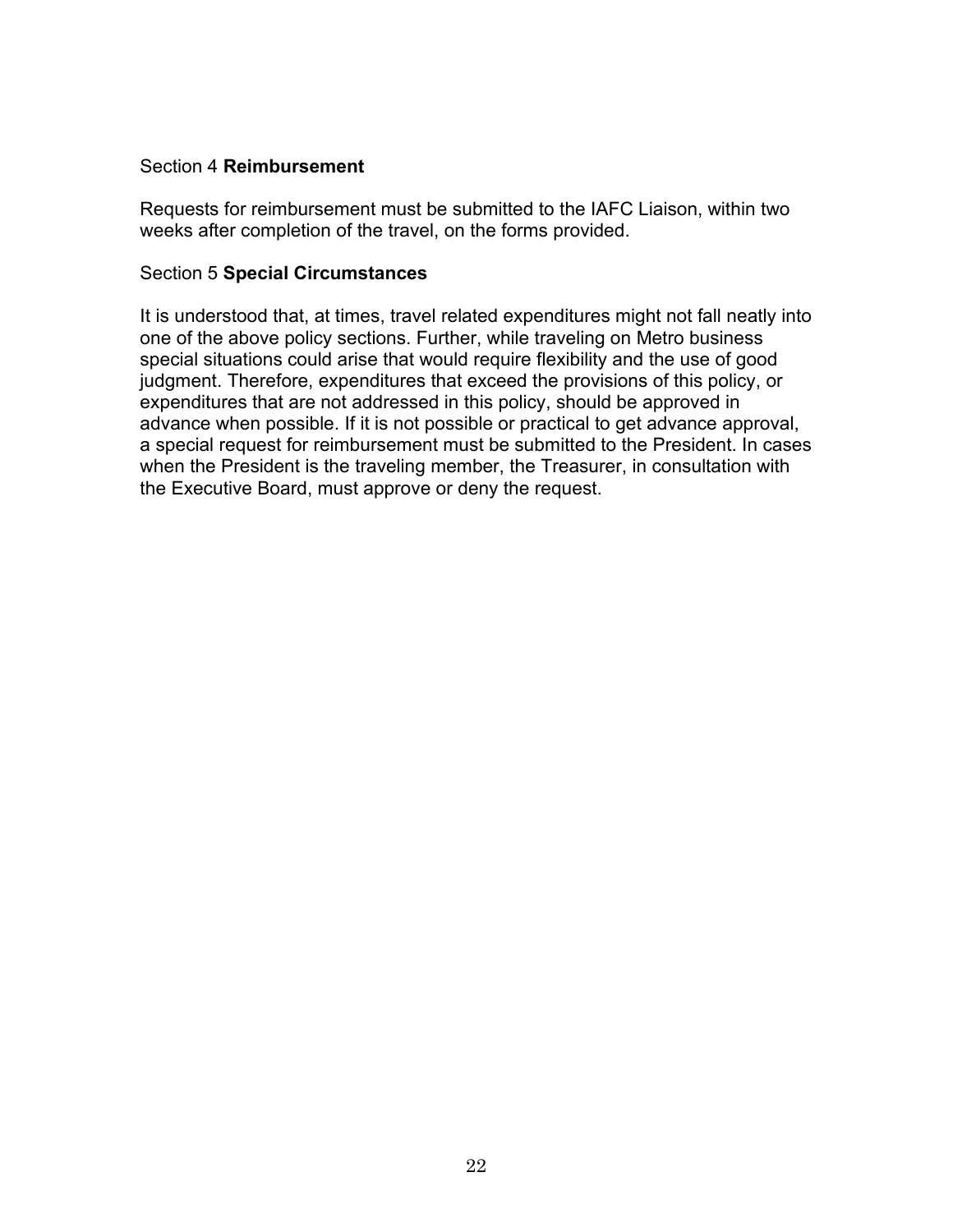Section 4 **Reimbursement**

Requests for reimbursement must be submitted to the IAFC Liaison, within two weeks after completion of the travel, on the forms provided.

Section 5 **Special Circumstances**

It is understood that, at times, travel related expenditures might not fall neatly into one of the above policy sections. Further, while traveling on Metro business special situations could arise that would require flexibility and the use of good judgment. Therefore, expenditures that exceed the provisions of this policy, or expenditures that are not addressed in this policy, should be approved in advance when possible. If it is not possible or practical to get advance approval, a special request for reimbursement must be submitted to the President. In cases when the President is the traveling member, the Treasurer, in consultation with the Executive Board, must approve or deny the request.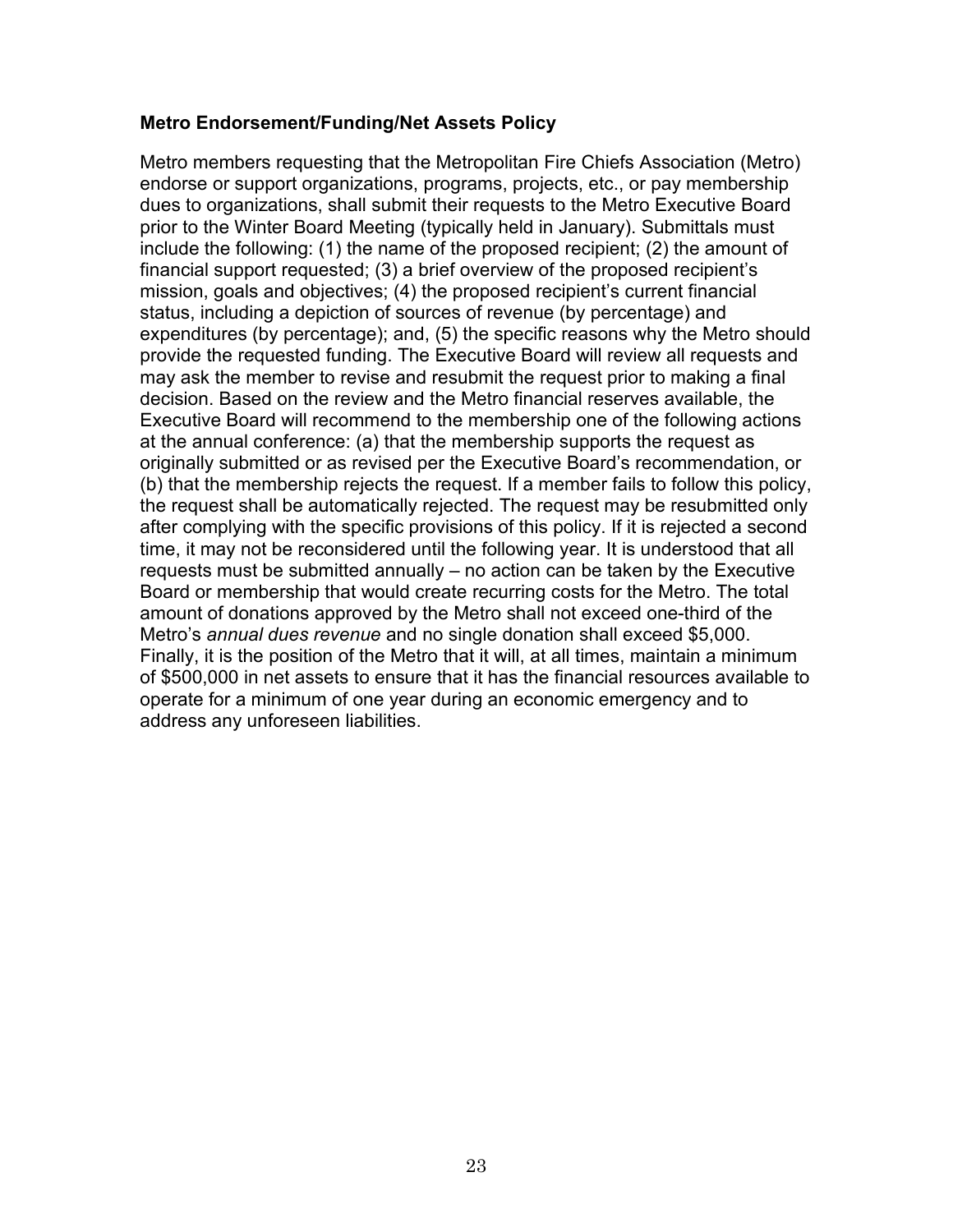### Metro Endorsement/Funding/Net Assets Policy

Metro members requesting that the Metropolitan Fire Chiefs Association (Metro) endorse or support organizations, programs, projects, etc., or pay membership dues to organizations, shall submit their requests to the Metro Executive Board prior to the Winter Board Meeting (typically held in January). Submittals must include the following: (1) the name of the proposed recipient; (2) the amount of financial support requested; (3) a brief overview of the proposed recipient's mission, goals and objectives; (4) the proposed recipient's current financial status, including a depiction of sources of revenue (by percentage) and expenditures (by percentage); and, (5) the specific reasons why the Metro should provide the requested funding. The Executive Board will review all requests and may ask the member to revise and resubmit the request prior to making a final decision. Based on the review and the Metro financial reserves available, the Executive Board will recommend to the membership one of the following actions at the annual conference: (a) that the membership supports the request as originally submitted or as revised per the Executive Board's recommendation, or (b) that the membership rejects the request. If a member fails to follow this policy, the request shall be automatically rejected. The request may be resubmitted only after complying with the specific provisions of this policy. If it is rejected a second time, it may not be reconsidered until the following year. It is understood that all requests must be submitted annually – no action can be taken by the Executive Board or membership that would create recurring costs for the Metro. The total amount of donations approved by the Metro shall not exceed one-third of the Metro's *annual dues revenue* and no single donation shall exceed $5,000. Finally, it is the position of the Metro that it will, at all times, maintain a minimum of $500,000 in net assets to ensure that it has the financial resources available to operate for a minimum of one year during an economic emergency and to address any unforeseen liabilities.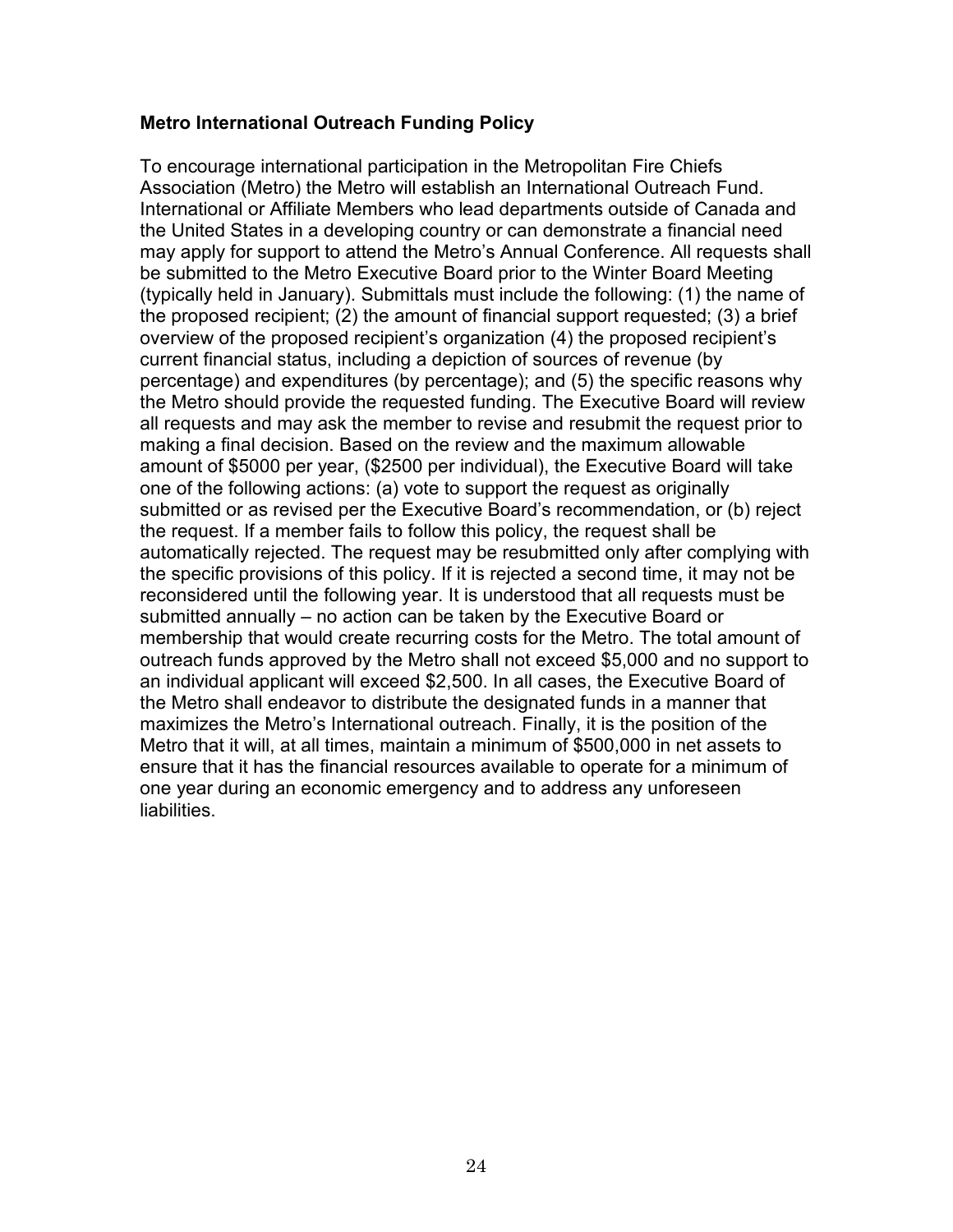**Metro International Outreach Funding Policy**

To encourage international participation in the Metropolitan Fire Chiefs Association (Metro) the Metro will establish an International Outreach Fund. International or Affiliate Members who lead departments outside of Canada and the United States in a developing country or can demonstrate a financial need may apply for support to attend the Metro's Annual Conference. All requests shall be submitted to the Metro Executive Board prior to the Winter Board Meeting (typically held in January). Submittals must include the following: (1) the name of the proposed recipient; (2) the amount of financial support requested; (3) a brief overview of the proposed recipient's organization (4) the proposed recipient's current financial status, including a depiction of sources of revenue (by percentage) and expenditures (by percentage); and (5) the specific reasons why the Metro should provide the requested funding. The Executive Board will review all requests and may ask the member to revise and resubmit the request prior to making a final decision. Based on the review and the maximum allowable amount of $5000 per year, ($2500 per individual), the Executive Board will take one of the following actions: (a) vote to support the request as originally submitted or as revised per the Executive Board's recommendation, or (b) reject the request. If a member fails to follow this policy, the request shall be automatically rejected. The request may be resubmitted only after complying with the specific provisions of this policy. If it is rejected a second time, it may not be reconsidered until the following year. It is understood that all requests must be submitted annually – no action can be taken by the Executive Board or membership that would create recurring costs for the Metro. The total amount of outreach funds approved by the Metro shall not exceed $5,000 and no support to an individual applicant will exceed $2,500. In all cases, the Executive Board of the Metro shall endeavor to distribute the designated funds in a manner that maximizes the Metro's International outreach. Finally, it is the position of the Metro that it will, at all times, maintain a minimum of $500,000 in net assets to ensure that it has the financial resources available to operate for a minimum of one year during an economic emergency and to address any unforeseen liabilities.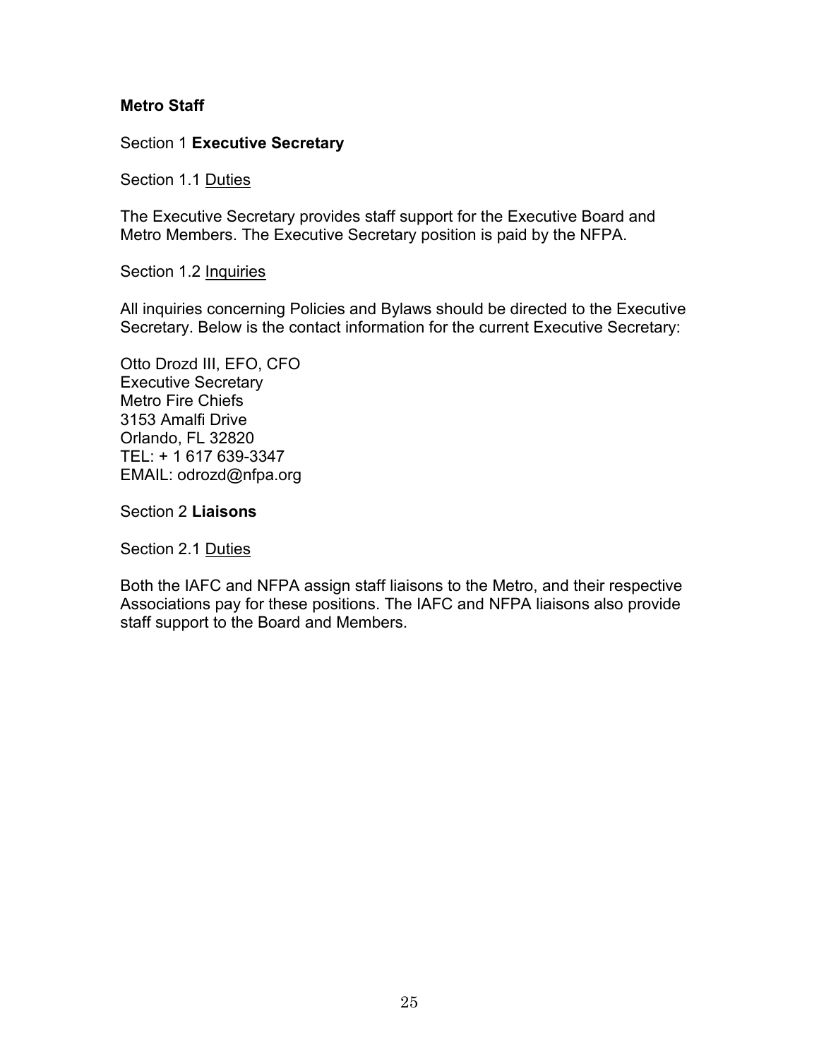**Metro Staff**

Section 1 **Executive Secretary**

Section 1.1 Duties

The Executive Secretary provides staff support for the Executive Board and Metro Members. The Executive Secretary position is paid by the NFPA.

Section 1.2 Inquiries

All inquiries concerning Policies and Bylaws should be directed to the Executive Secretary. Below is the contact information for the current Executive Secretary:

Otto Drozd III, EFO, CFO  
Executive Secretary  
Metro Fire Chiefs  
3153 Amalfi Drive  
Orlando, FL 32820  
TEL: + 1 617 639-3347  
EMAIL: odrozd@nfpa.org

Section 2 **Liaisons**

Section 2.1 Duties

Both the IAFC and NFPA assign staff liaisons to the Metro, and their respective Associations pay for these positions. The IAFC and NFPA liaisons also provide staff support to the Board and Members.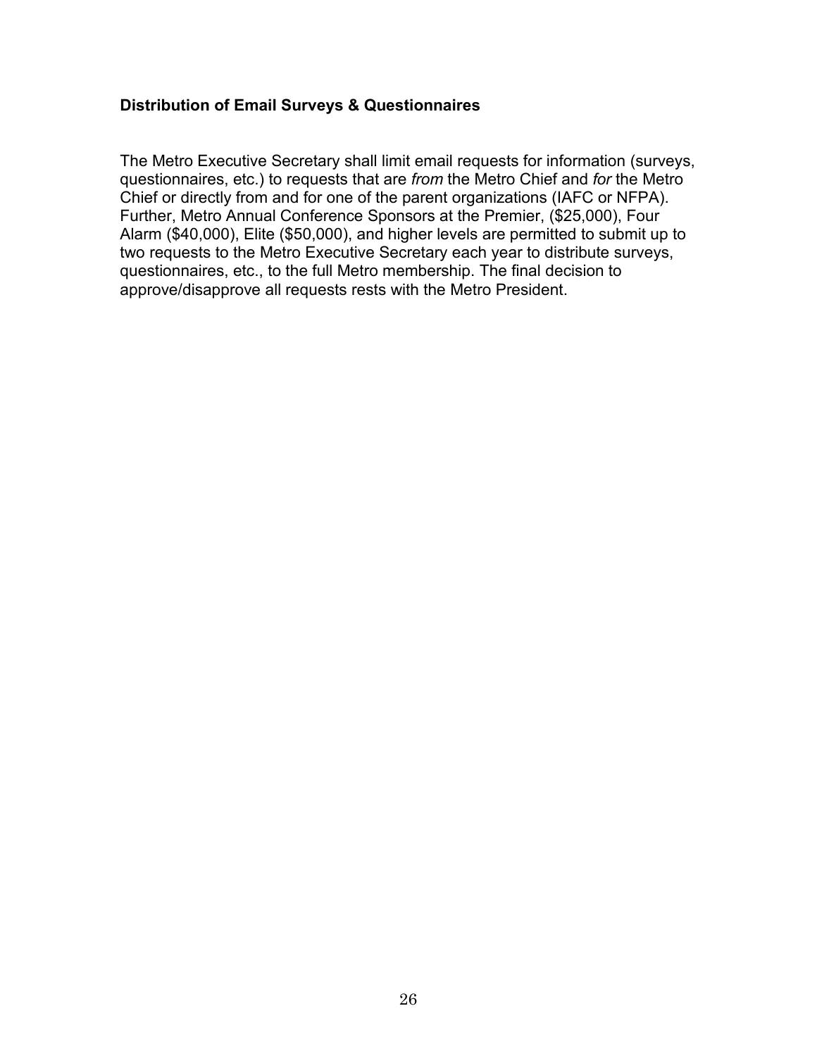**Distribution of Email Surveys & Questionnaires**

The Metro Executive Secretary shall limit email requests for information (surveys, questionnaires, etc.) to requests that are *from* the Metro Chief and *for* the Metro Chief or directly from and for one of the parent organizations (IAFC or NFPA). Further, Metro Annual Conference Sponsors at the Premier, ($25,000), Four Alarm ($40,000), Elite ($50,000), and higher levels are permitted to submit up to two requests to the Metro Executive Secretary each year to distribute surveys, questionnaires, etc., to the full Metro membership. The final decision to approve/disapprove all requests rests with the Metro President.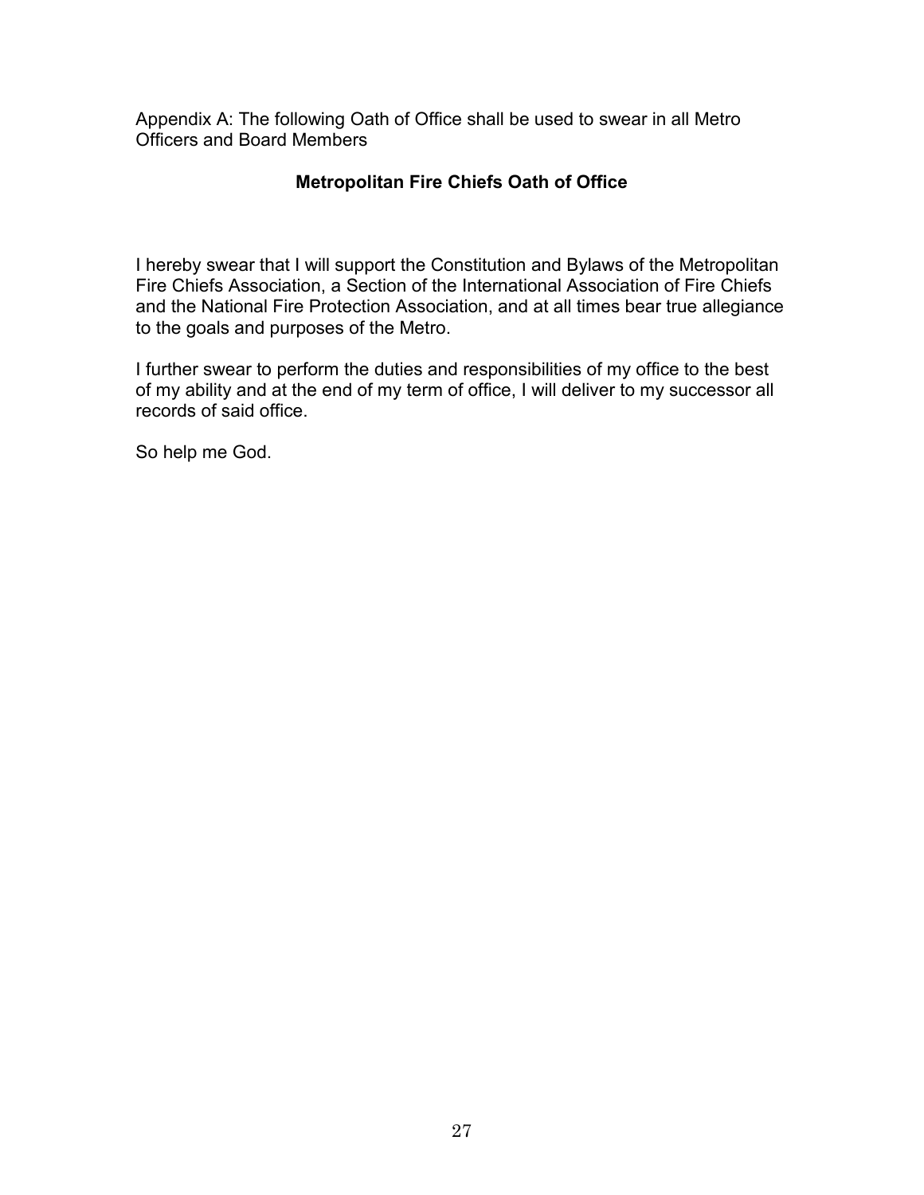Appendix A: The following Oath of Office shall be used to swear in all Metro Officers and Board Members

## Metropolitan Fire Chiefs Oath of Office

I hereby swear that I will support the Constitution and Bylaws of the Metropolitan Fire Chiefs Association, a Section of the International Association of Fire Chiefs and the National Fire Protection Association, and at all times bear true allegiance to the goals and purposes of the Metro.

I further swear to perform the duties and responsibilities of my office to the best of my ability and at the end of my term of office, I will deliver to my successor all records of said office.

So help me God.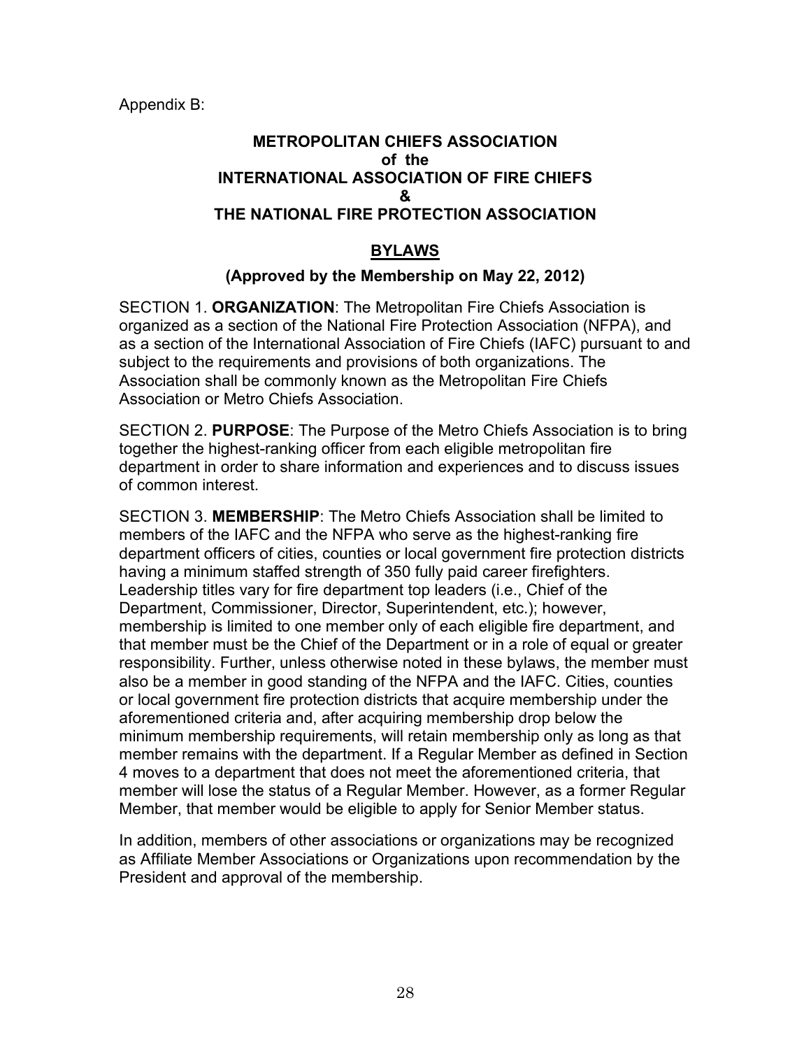Appendix B:

**METROPOLITAN CHIEFS ASSOCIATION**
**of the**
**INTERNATIONAL ASSOCIATION OF FIRE CHIEFS**
**&**
**THE NATIONAL FIRE PROTECTION ASSOCIATION**

## BYLAWS

**(Approved by the Membership on May 22, 2012)**

SECTION 1. **ORGANIZATION**: The Metropolitan Fire Chiefs Association is organized as a section of the National Fire Protection Association (NFPA), and as a section of the International Association of Fire Chiefs (IAFC) pursuant to and subject to the requirements and provisions of both organizations. The Association shall be commonly known as the Metropolitan Fire Chiefs Association or Metro Chiefs Association.

SECTION 2. **PURPOSE**: The Purpose of the Metro Chiefs Association is to bring together the highest-ranking officer from each eligible metropolitan fire department in order to share information and experiences and to discuss issues of common interest.

SECTION 3. **MEMBERSHIP**: The Metro Chiefs Association shall be limited to members of the IAFC and the NFPA who serve as the highest-ranking fire department officers of cities, counties or local government fire protection districts having a minimum staffed strength of 350 fully paid career firefighters. Leadership titles vary for fire department top leaders (i.e., Chief of the Department, Commissioner, Director, Superintendent, etc.); however, membership is limited to one member only of each eligible fire department, and that member must be the Chief of the Department or in a role of equal or greater responsibility. Further, unless otherwise noted in these bylaws, the member must also be a member in good standing of the NFPA and the IAFC. Cities, counties or local government fire protection districts that acquire membership under the aforementioned criteria and, after acquiring membership drop below the minimum membership requirements, will retain membership only as long as that member remains with the department. If a Regular Member as defined in Section 4 moves to a department that does not meet the aforementioned criteria, that member will lose the status of a Regular Member. However, as a former Regular Member, that member would be eligible to apply for Senior Member status.

In addition, members of other associations or organizations may be recognized as Affiliate Member Associations or Organizations upon recommendation by the President and approval of the membership.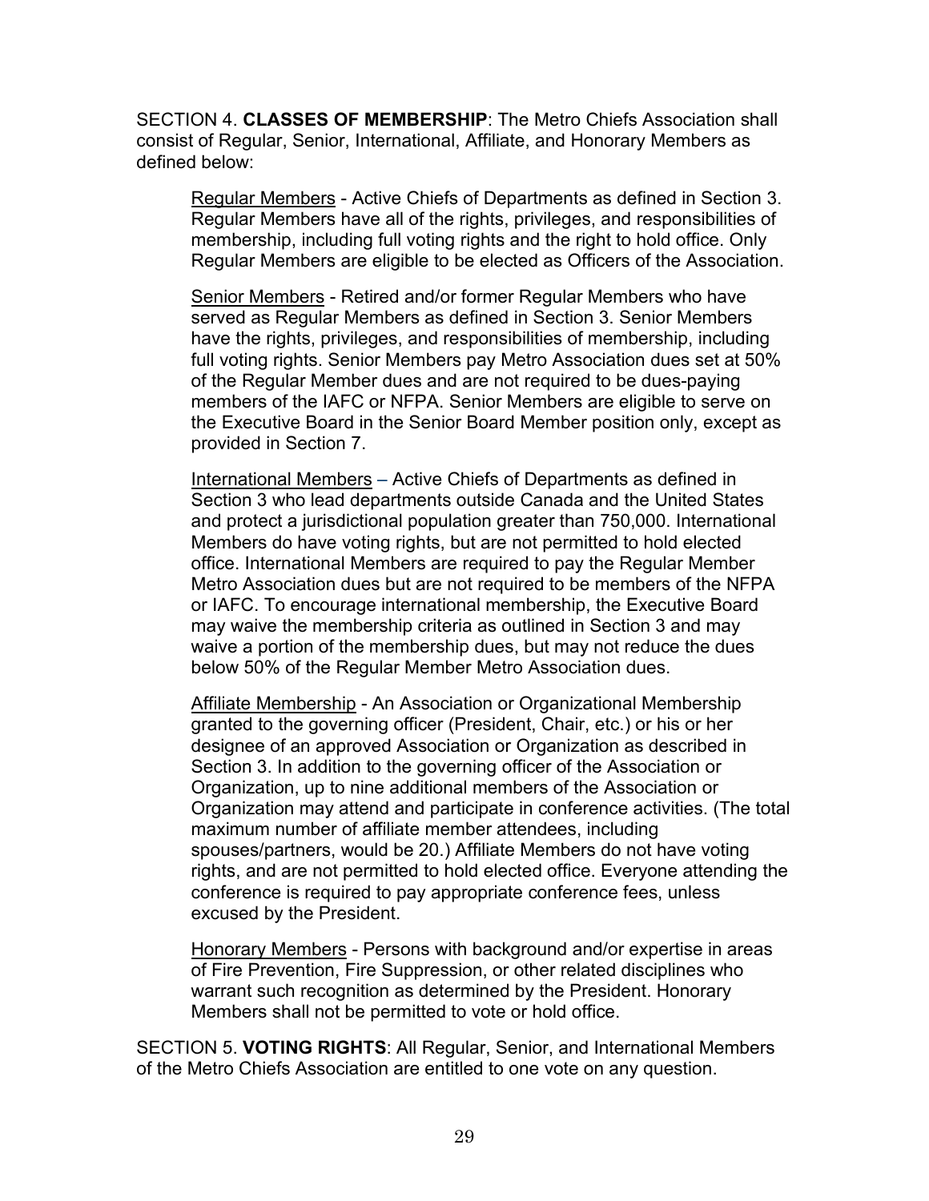SECTION 4. **CLASSES OF MEMBERSHIP**: The Metro Chiefs Association shall consist of Regular, Senior, International, Affiliate, and Honorary Members as defined below:

> <u>Regular Members</u> - Active Chiefs of Departments as defined in Section 3. Regular Members have all of the rights, privileges, and responsibilities of membership, including full voting rights and the right to hold office. Only Regular Members are eligible to be elected as Officers of the Association.
>
> <u>Senior Members</u> - Retired and/or former Regular Members who have served as Regular Members as defined in Section 3. Senior Members have the rights, privileges, and responsibilities of membership, including full voting rights. Senior Members pay Metro Association dues set at 50% of the Regular Member dues and are not required to be dues-paying members of the IAFC or NFPA. Senior Members are eligible to serve on the Executive Board in the Senior Board Member position only, except as provided in Section 7.
>
> <u>International Members</u> – Active Chiefs of Departments as defined in Section 3 who lead departments outside Canada and the United States and protect a jurisdictional population greater than 750,000. International Members do have voting rights, but are not permitted to hold elected office. International Members are required to pay the Regular Member Metro Association dues but are not required to be members of the NFPA or IAFC. To encourage international membership, the Executive Board may waive the membership criteria as outlined in Section 3 and may waive a portion of the membership dues, but may not reduce the dues below 50% of the Regular Member Metro Association dues.
>
> <u>Affiliate Membership</u> - An Association or Organizational Membership granted to the governing officer (President, Chair, etc.) or his or her designee of an approved Association or Organization as described in Section 3. In addition to the governing officer of the Association or Organization, up to nine additional members of the Association or Organization may attend and participate in conference activities. (The total maximum number of affiliate member attendees, including spouses/partners, would be 20.) Affiliate Members do not have voting rights, and are not permitted to hold elected office. Everyone attending the conference is required to pay appropriate conference fees, unless excused by the President.
>
> <u>Honorary Members</u> - Persons with background and/or expertise in areas of Fire Prevention, Fire Suppression, or other related disciplines who warrant such recognition as determined by the President. Honorary Members shall not be permitted to vote or hold office.

SECTION 5. **VOTING RIGHTS**: All Regular, Senior, and International Members of the Metro Chiefs Association are entitled to one vote on any question.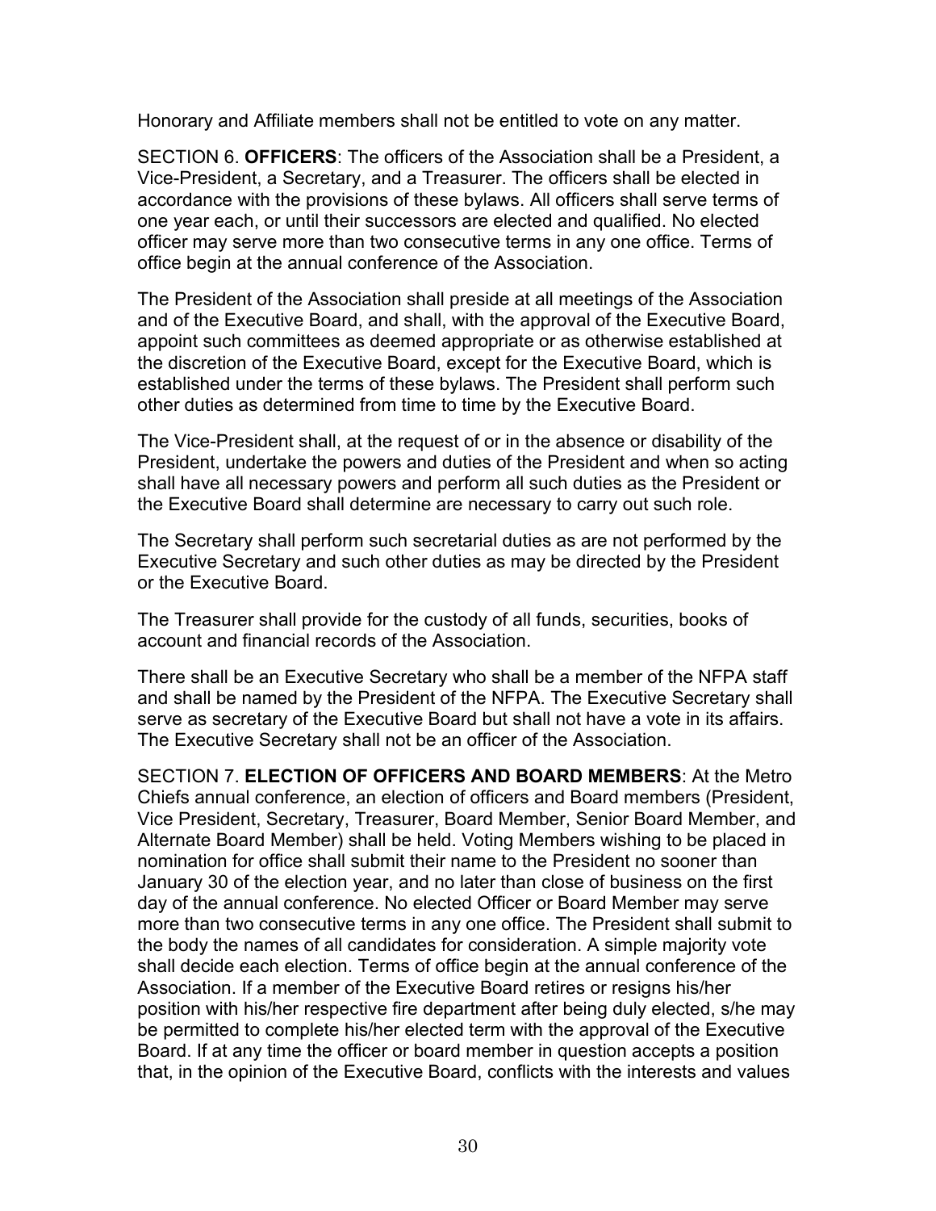Honorary and Affiliate members shall not be entitled to vote on any matter.

SECTION 6. **OFFICERS**: The officers of the Association shall be a President, a Vice-President, a Secretary, and a Treasurer. The officers shall be elected in accordance with the provisions of these bylaws. All officers shall serve terms of one year each, or until their successors are elected and qualified. No elected officer may serve more than two consecutive terms in any one office. Terms of office begin at the annual conference of the Association.

The President of the Association shall preside at all meetings of the Association and of the Executive Board, and shall, with the approval of the Executive Board, appoint such committees as deemed appropriate or as otherwise established at the discretion of the Executive Board, except for the Executive Board, which is established under the terms of these bylaws. The President shall perform such other duties as determined from time to time by the Executive Board.

The Vice-President shall, at the request of or in the absence or disability of the President, undertake the powers and duties of the President and when so acting shall have all necessary powers and perform all such duties as the President or the Executive Board shall determine are necessary to carry out such role.

The Secretary shall perform such secretarial duties as are not performed by the Executive Secretary and such other duties as may be directed by the President or the Executive Board.

The Treasurer shall provide for the custody of all funds, securities, books of account and financial records of the Association.

There shall be an Executive Secretary who shall be a member of the NFPA staff and shall be named by the President of the NFPA. The Executive Secretary shall serve as secretary of the Executive Board but shall not have a vote in its affairs. The Executive Secretary shall not be an officer of the Association.

SECTION 7. **ELECTION OF OFFICERS AND BOARD MEMBERS**: At the Metro Chiefs annual conference, an election of officers and Board members (President, Vice President, Secretary, Treasurer, Board Member, Senior Board Member, and Alternate Board Member) shall be held. Voting Members wishing to be placed in nomination for office shall submit their name to the President no sooner than January 30 of the election year, and no later than close of business on the first day of the annual conference. No elected Officer or Board Member may serve more than two consecutive terms in any one office. The President shall submit to the body the names of all candidates for consideration. A simple majority vote shall decide each election. Terms of office begin at the annual conference of the Association. If a member of the Executive Board retires or resigns his/her position with his/her respective fire department after being duly elected, s/he may be permitted to complete his/her elected term with the approval of the Executive Board. If at any time the officer or board member in question accepts a position that, in the opinion of the Executive Board, conflicts with the interests and values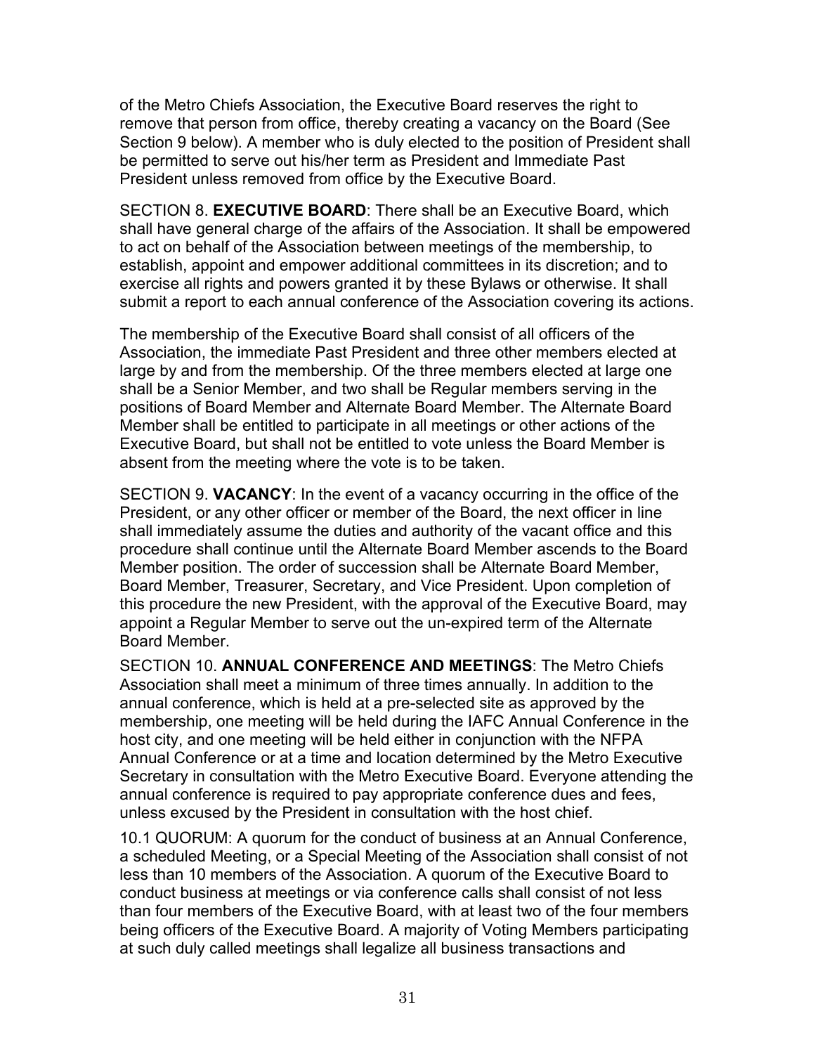of the Metro Chiefs Association, the Executive Board reserves the right to remove that person from office, thereby creating a vacancy on the Board (See Section 9 below). A member who is duly elected to the position of President shall be permitted to serve out his/her term as President and Immediate Past President unless removed from office by the Executive Board.

SECTION 8. **EXECUTIVE BOARD**: There shall be an Executive Board, which shall have general charge of the affairs of the Association. It shall be empowered to act on behalf of the Association between meetings of the membership, to establish, appoint and empower additional committees in its discretion; and to exercise all rights and powers granted it by these Bylaws or otherwise. It shall submit a report to each annual conference of the Association covering its actions.

The membership of the Executive Board shall consist of all officers of the Association, the immediate Past President and three other members elected at large by and from the membership. Of the three members elected at large one shall be a Senior Member, and two shall be Regular members serving in the positions of Board Member and Alternate Board Member. The Alternate Board Member shall be entitled to participate in all meetings or other actions of the Executive Board, but shall not be entitled to vote unless the Board Member is absent from the meeting where the vote is to be taken.

SECTION 9. **VACANCY**: In the event of a vacancy occurring in the office of the President, or any other officer or member of the Board, the next officer in line shall immediately assume the duties and authority of the vacant office and this procedure shall continue until the Alternate Board Member ascends to the Board Member position. The order of succession shall be Alternate Board Member, Board Member, Treasurer, Secretary, and Vice President. Upon completion of this procedure the new President, with the approval of the Executive Board, may appoint a Regular Member to serve out the un-expired term of the Alternate Board Member.

SECTION 10. **ANNUAL CONFERENCE AND MEETINGS**: The Metro Chiefs Association shall meet a minimum of three times annually. In addition to the annual conference, which is held at a pre-selected site as approved by the membership, one meeting will be held during the IAFC Annual Conference in the host city, and one meeting will be held either in conjunction with the NFPA Annual Conference or at a time and location determined by the Metro Executive Secretary in consultation with the Metro Executive Board. Everyone attending the annual conference is required to pay appropriate conference dues and fees, unless excused by the President in consultation with the host chief.

10.1 QUORUM: A quorum for the conduct of business at an Annual Conference, a scheduled Meeting, or a Special Meeting of the Association shall consist of not less than 10 members of the Association. A quorum of the Executive Board to conduct business at meetings or via conference calls shall consist of not less than four members of the Executive Board, with at least two of the four members being officers of the Executive Board. A majority of Voting Members participating at such duly called meetings shall legalize all business transactions and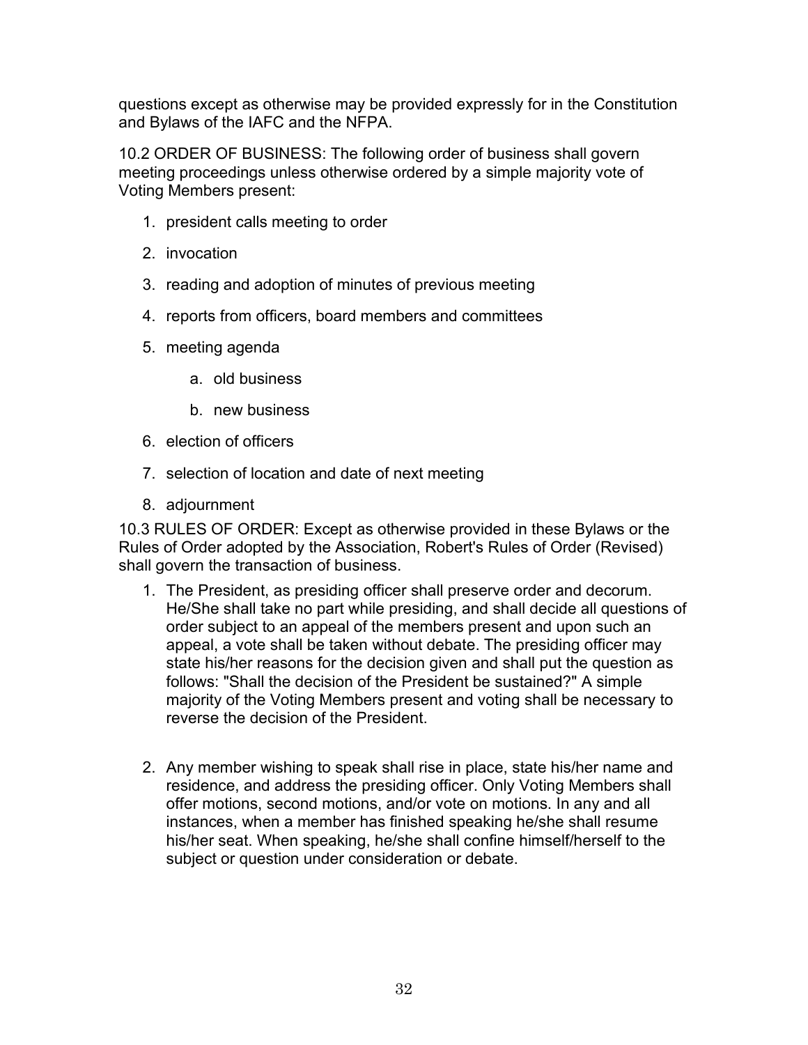questions except as otherwise may be provided expressly for in the Constitution and Bylaws of the IAFC and the NFPA.

10.2 ORDER OF BUSINESS: The following order of business shall govern meeting proceedings unless otherwise ordered by a simple majority vote of Voting Members present:

1. president calls meeting to order
2. invocation
3. reading and adoption of minutes of previous meeting
4. reports from officers, board members and committees
5. meeting agenda
   a. old business
   b. new business
6. election of officers
7. selection of location and date of next meeting
8. adjournment

10.3 RULES OF ORDER: Except as otherwise provided in these Bylaws or the Rules of Order adopted by the Association, Robert's Rules of Order (Revised) shall govern the transaction of business.

1. The President, as presiding officer shall preserve order and decorum. He/She shall take no part while presiding, and shall decide all questions of order subject to an appeal of the members present and upon such an appeal, a vote shall be taken without debate. The presiding officer may state his/her reasons for the decision given and shall put the question as follows: "Shall the decision of the President be sustained?" A simple majority of the Voting Members present and voting shall be necessary to reverse the decision of the President.

2. Any member wishing to speak shall rise in place, state his/her name and residence, and address the presiding officer. Only Voting Members shall offer motions, second motions, and/or vote on motions. In any and all instances, when a member has finished speaking he/she shall resume his/her seat. When speaking, he/she shall confine himself/herself to the subject or question under consideration or debate.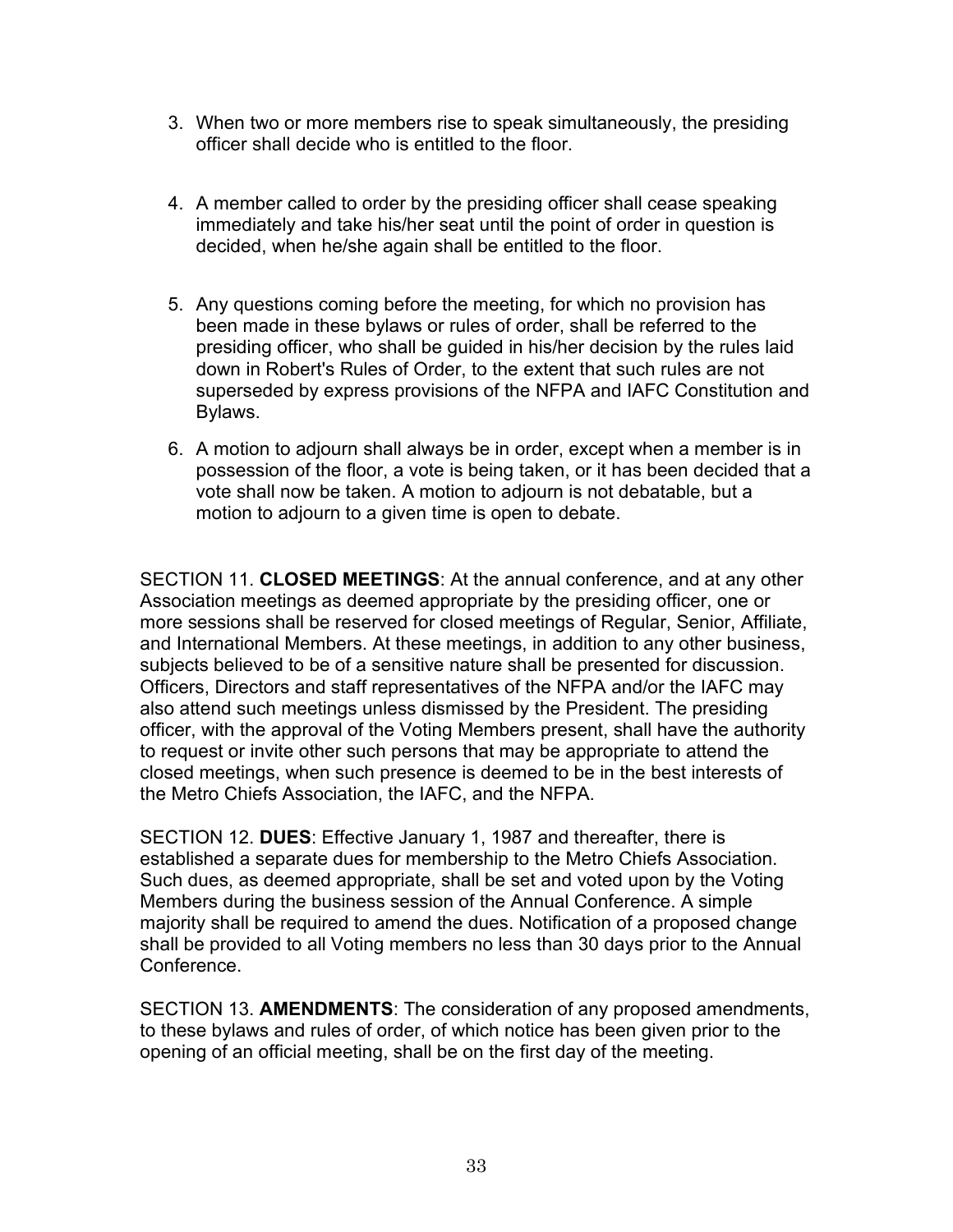3. When two or more members rise to speak simultaneously, the presiding officer shall decide who is entitled to the floor.

4. A member called to order by the presiding officer shall cease speaking immediately and take his/her seat until the point of order in question is decided, when he/she again shall be entitled to the floor.

5. Any questions coming before the meeting, for which no provision has been made in these bylaws or rules of order, shall be referred to the presiding officer, who shall be guided in his/her decision by the rules laid down in Robert's Rules of Order, to the extent that such rules are not superseded by express provisions of the NFPA and IAFC Constitution and Bylaws.

6. A motion to adjourn shall always be in order, except when a member is in possession of the floor, a vote is being taken, or it has been decided that a vote shall now be taken. A motion to adjourn is not debatable, but a motion to adjourn to a given time is open to debate.

SECTION 11. **CLOSED MEETINGS**: At the annual conference, and at any other Association meetings as deemed appropriate by the presiding officer, one or more sessions shall be reserved for closed meetings of Regular, Senior, Affiliate, and International Members. At these meetings, in addition to any other business, subjects believed to be of a sensitive nature shall be presented for discussion. Officers, Directors and staff representatives of the NFPA and/or the IAFC may also attend such meetings unless dismissed by the President. The presiding officer, with the approval of the Voting Members present, shall have the authority to request or invite other such persons that may be appropriate to attend the closed meetings, when such presence is deemed to be in the best interests of the Metro Chiefs Association, the IAFC, and the NFPA.

SECTION 12. **DUES**: Effective January 1, 1987 and thereafter, there is established a separate dues for membership to the Metro Chiefs Association. Such dues, as deemed appropriate, shall be set and voted upon by the Voting Members during the business session of the Annual Conference. A simple majority shall be required to amend the dues. Notification of a proposed change shall be provided to all Voting members no less than 30 days prior to the Annual Conference.

SECTION 13. **AMENDMENTS**: The consideration of any proposed amendments, to these bylaws and rules of order, of which notice has been given prior to the opening of an official meeting, shall be on the first day of the meeting.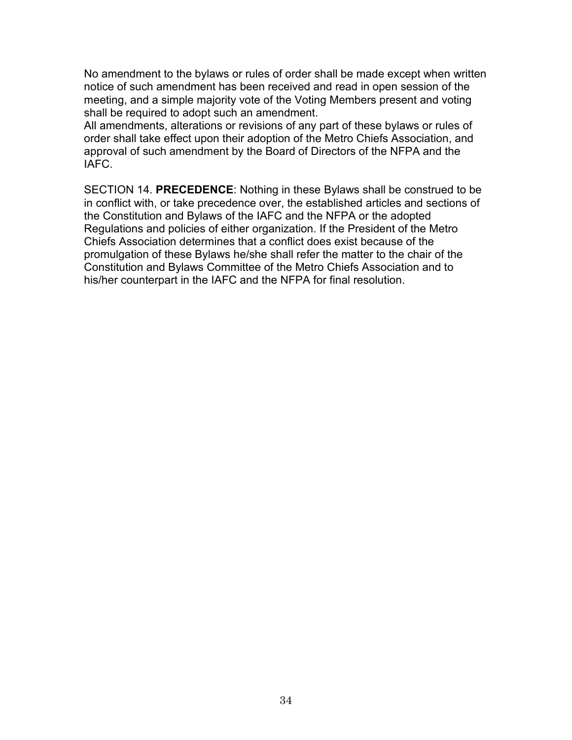No amendment to the bylaws or rules of order shall be made except when written notice of such amendment has been received and read in open session of the meeting, and a simple majority vote of the Voting Members present and voting shall be required to adopt such an amendment.
All amendments, alterations or revisions of any part of these bylaws or rules of order shall take effect upon their adoption of the Metro Chiefs Association, and approval of such amendment by the Board of Directors of the NFPA and the IAFC.

SECTION 14. **PRECEDENCE**: Nothing in these Bylaws shall be construed to be in conflict with, or take precedence over, the established articles and sections of the Constitution and Bylaws of the IAFC and the NFPA or the adopted Regulations and policies of either organization. If the President of the Metro Chiefs Association determines that a conflict does exist because of the promulgation of these Bylaws he/she shall refer the matter to the chair of the Constitution and Bylaws Committee of the Metro Chiefs Association and to his/her counterpart in the IAFC and the NFPA for final resolution.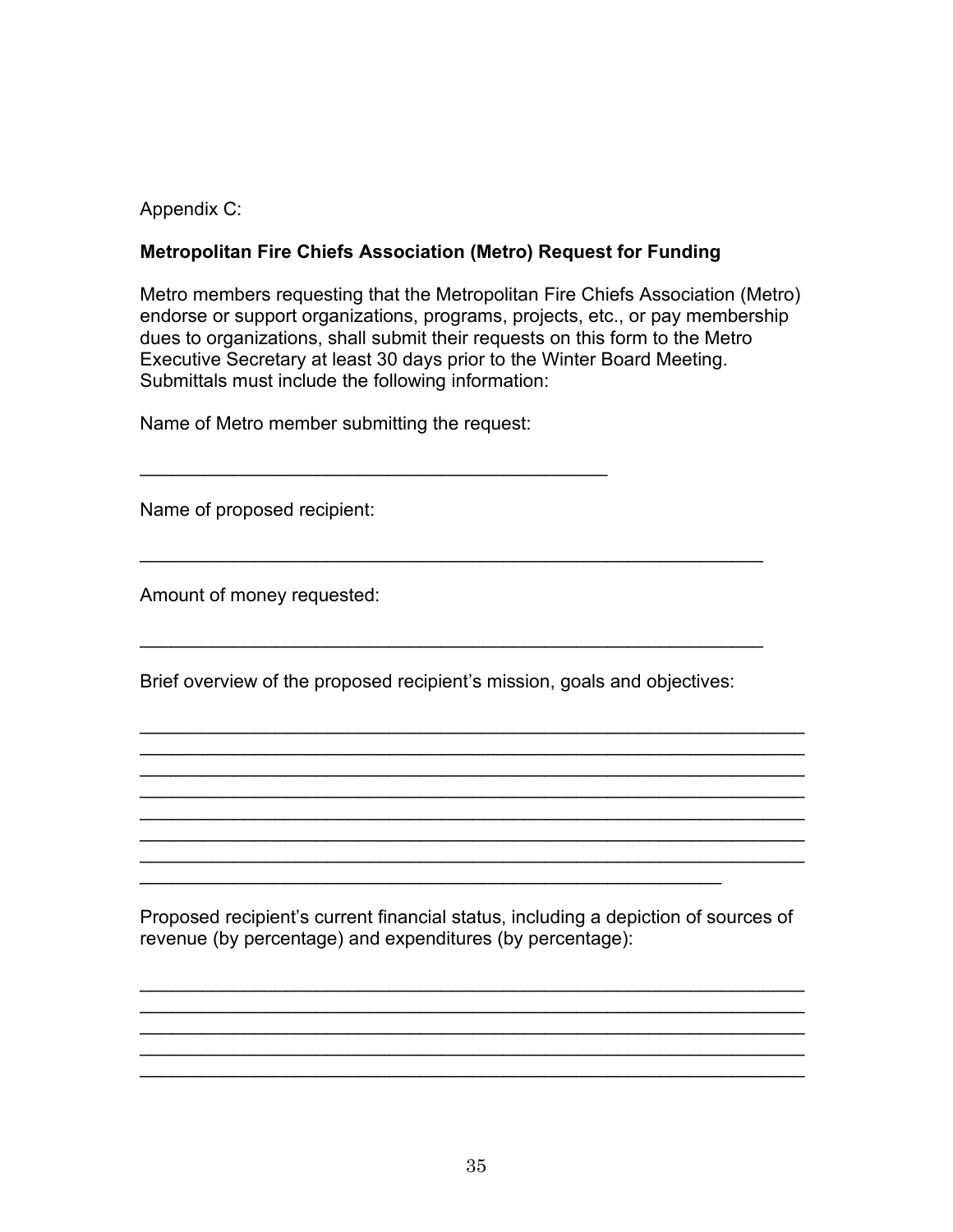Appendix C:

**Metropolitan Fire Chiefs Association (Metro) Request for Funding**

Metro members requesting that the Metropolitan Fire Chiefs Association (Metro) endorse or support organizations, programs, projects, etc., or pay membership dues to organizations, shall submit their requests on this form to the Metro Executive Secretary at least 30 days prior to the Winter Board Meeting. Submittals must include the following information:

Name of Metro member submitting the request:

______________________________________________

Name of proposed recipient:

_____________________________________________________________

Amount of money requested:

_____________________________________________________________

Brief overview of the proposed recipient's mission, goals and objectives:

_________________________________________________________________
_________________________________________________________________
_________________________________________________________________
_________________________________________________________________
_________________________________________________________________
_________________________________________________________________
_________________________________________________________________
_________________________________________________________

Proposed recipient's current financial status, including a depiction of sources of revenue (by percentage) and expenditures (by percentage):

_________________________________________________________________
_________________________________________________________________
_________________________________________________________________
_________________________________________________________________
_________________________________________________________________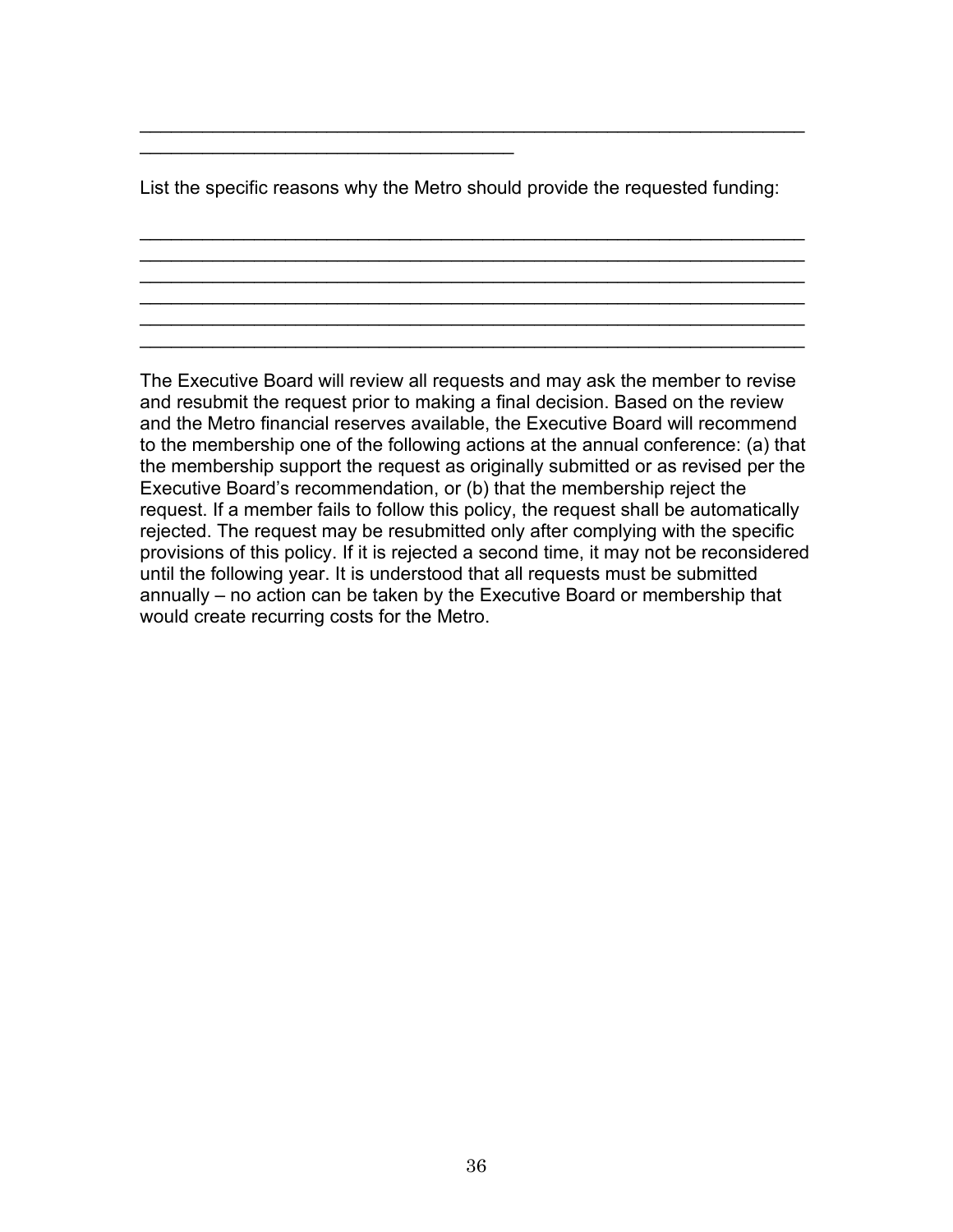________________________________________________________________
____________________________________

List the specific reasons why the Metro should provide the requested funding:

________________________________________________________________
________________________________________________________________
________________________________________________________________
________________________________________________________________
________________________________________________________________
________________________________________________________________

The Executive Board will review all requests and may ask the member to revise and resubmit the request prior to making a final decision. Based on the review and the Metro financial reserves available, the Executive Board will recommend to the membership one of the following actions at the annual conference: (a) that the membership support the request as originally submitted or as revised per the Executive Board's recommendation, or (b) that the membership reject the request. If a member fails to follow this policy, the request shall be automatically rejected. The request may be resubmitted only after complying with the specific provisions of this policy. If it is rejected a second time, it may not be reconsidered until the following year. It is understood that all requests must be submitted annually – no action can be taken by the Executive Board or membership that would create recurring costs for the Metro.